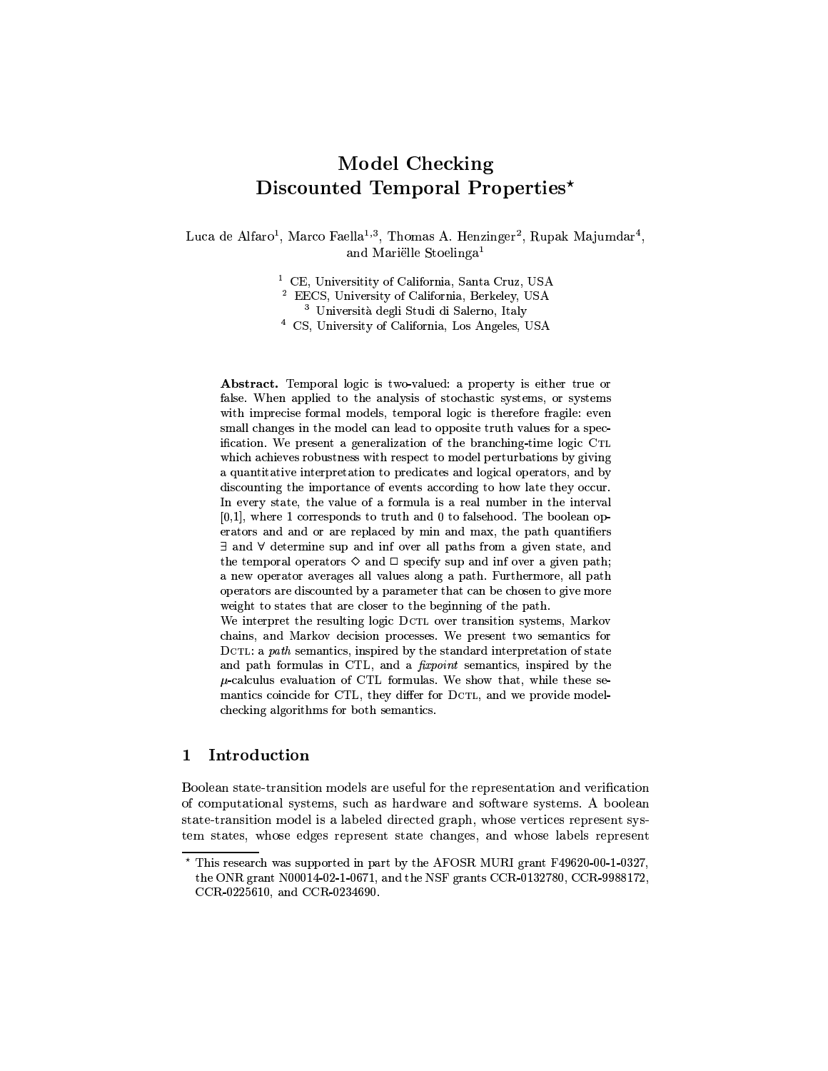# Model Checking Discounted Temporal Properties*

Luca de Alfaro[1], Marco Faella[1,3], Thomas A. Henzinger[2], Rupak Majumdar[4], and Mariëlle Stoelinga[1]

[1] CE, Universitity of California, Santa Cruz, USA
[2] EECS, University of California, Berkeley, USA
[3] Università degli Studi di Salerno, Italy
[4] CS, University of California, Los Angeles, USA

**Abstract.** Temporal logic is two-valued: a property is either true or false. When applied to the analysis of stochastic systems, or systems with imprecise formal models, temporal logic is therefore fragile: even small changes in the model can lead to opposite truth values for a specification. We present a generalization of the branching-time logic CTL which achieves robustness with respect to model perturbations by giving a quantitative interpretation to predicates and logical operators, and by discounting the importance of events according to how late they occur. In every state, the value of a formula is a real number in the interval [0,1], where 1 corresponds to truth and 0 to falsehood. The boolean operators and and or are replaced by min and max, the path quantifiers $\exists$ and $\forall$ determine sup and inf over all paths from a given state, and the temporal operators $\Diamond$ and $\Box$ specify sup and inf over a given path; a new operator averages all values along a path. Furthermore, all path operators are discounted by a parameter that can be chosen to give more weight to states that are closer to the beginning of the path.

We interpret the resulting logic DCTL over transition systems, Markov chains, and Markov decision processes. We present two semantics for DCTL: a *path* semantics, inspired by the standard interpretation of state and path formulas in CTL, and a *fixpoint* semantics, inspired by the $\mu$-calculus evaluation of CTL formulas. We show that, while these semantics coincide for CTL, they differ for DCTL, and we provide model-checking algorithms for both semantics.

## 1 Introduction

Boolean state-transition models are useful for the representation and verification of computational systems, such as hardware and software systems. A boolean state-transition model is a labeled directed graph, whose vertices represent system states, whose edges represent state changes, and whose labels represent

* This research was supported in part by the AFOSR MURI grant F49620-00-1-0327, the ONR grant N00014-02-1-0671, and the NSF grants CCR-0132780, CCR-9988172, CCR-0225610, and CCR-0234690.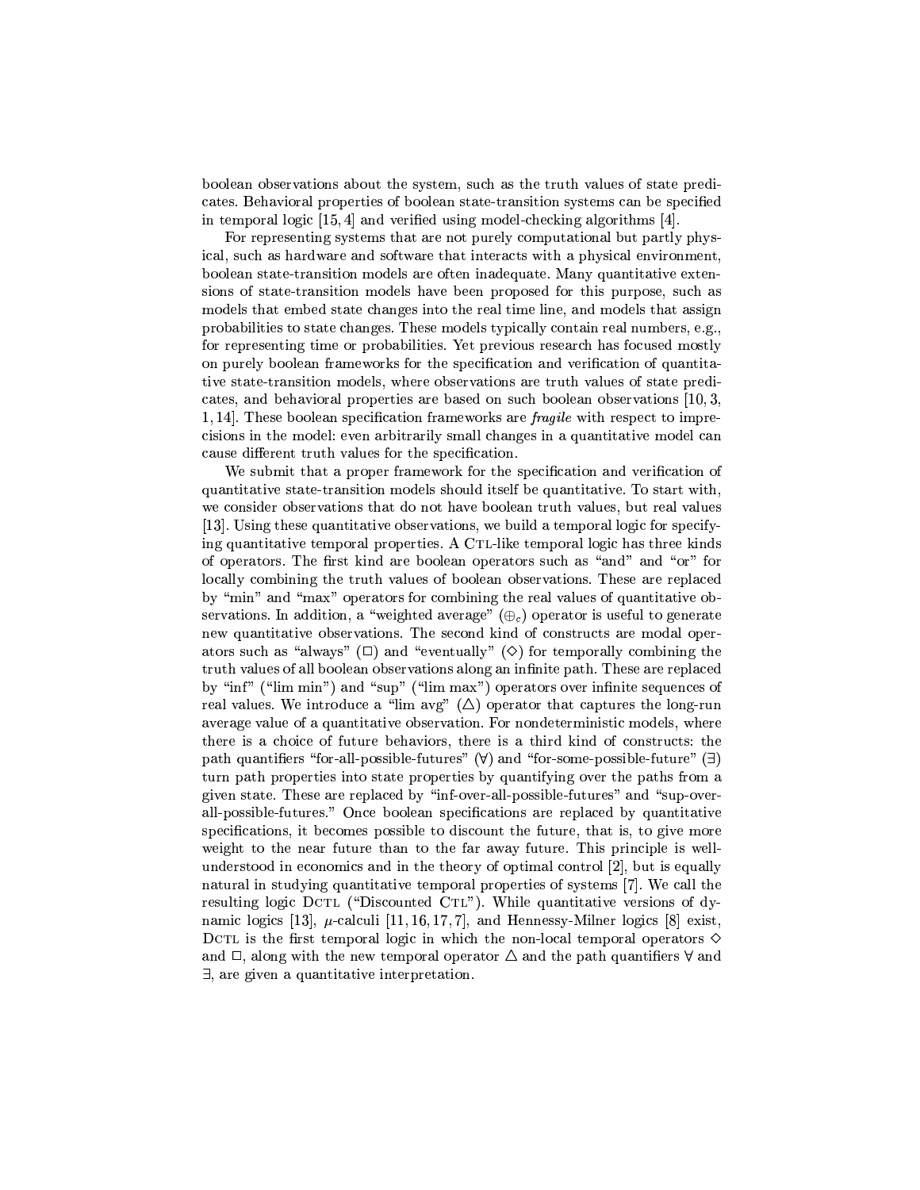boolean observations about the system, such as the truth values of state predicates. Behavioral properties of boolean state-transition systems can be specified in temporal logic [15, 4] and verified using model-checking algorithms [4].

For representing systems that are not purely computational but partly physical, such as hardware and software that interacts with a physical environment, boolean state-transition models are often inadequate. Many quantitative extensions of state-transition models have been proposed for this purpose, such as models that embed state changes into the real time line, and models that assign probabilities to state changes. These models typically contain real numbers, e.g., for representing time or probabilities. Yet previous research has focused mostly on purely boolean frameworks for the specification and verification of quantitative state-transition models, where observations are truth values of state predicates, and behavioral properties are based on such boolean observations [10, 3, 1, 14]. These boolean specification frameworks are *fragile* with respect to imprecisions in the model: even arbitrarily small changes in a quantitative model can cause different truth values for the specification.

We submit that a proper framework for the specification and verification of quantitative state-transition models should itself be quantitative. To start with, we consider observations that do not have boolean truth values, but real values [13]. Using these quantitative observations, we build a temporal logic for specifying quantitative temporal properties. A CTL-like temporal logic has three kinds of operators. The first kind are boolean operators such as "and" and "or" for locally combining the truth values of boolean observations. These are replaced by "min" and "max" operators for combining the real values of quantitative observations. In addition, a "weighted average" ($\oplus_c$) operator is useful to generate new quantitative observations. The second kind of constructs are modal operators such as "always" ($\Box$) and "eventually" ($\Diamond$) for temporally combining the truth values of all boolean observations along an infinite path. These are replaced by "inf" ("lim min") and "sup" ("lim max") operators over infinite sequences of real values. We introduce a "lim avg" ($\triangle$) operator that captures the long-run average value of a quantitative observation. For nondeterministic models, where there is a choice of future behaviors, there is a third kind of constructs: the path quantifiers "for-all-possible-futures" ($\forall$) and "for-some-possible-future" ($\exists$) turn path properties into state properties by quantifying over the paths from a given state. These are replaced by "inf-over-all-possible-futures" and "sup-over-all-possible-futures." Once boolean specifications are replaced by quantitative specifications, it becomes possible to discount the future, that is, to give more weight to the near future than to the far away future. This principle is well-understood in economics and in the theory of optimal control [2], but is equally natural in studying quantitative temporal properties of systems [7]. We call the resulting logic DCTL ("Discounted CTL"). While quantitative versions of dynamic logics [13], $\mu$-calculi [11, 16, 17, 7], and Hennessy-Milner logics [8] exist, DCTL is the first temporal logic in which the non-local temporal operators $\Diamond$ and $\Box$, along with the new temporal operator $\triangle$ and the path quantifiers $\forall$ and $\exists$, are given a quantitative interpretation.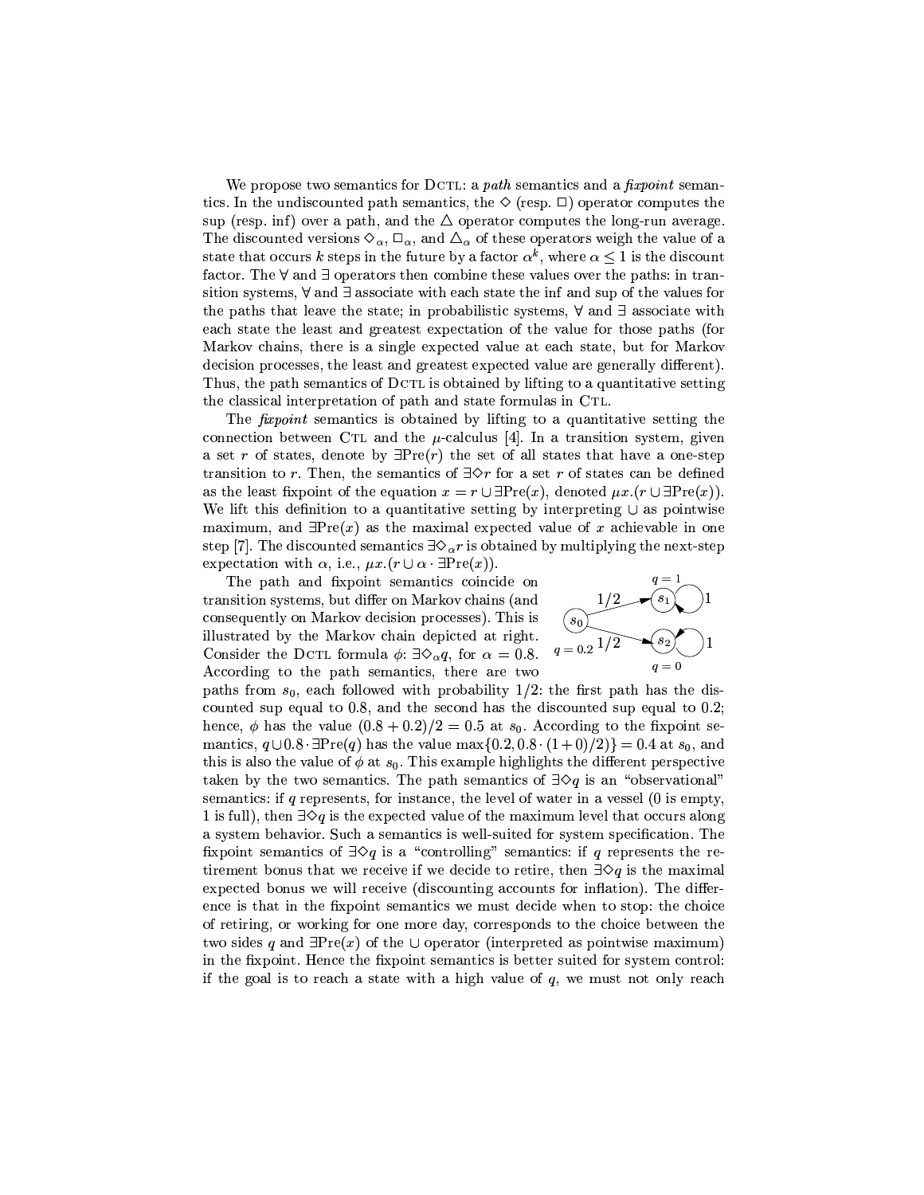We propose two semantics for DCTL: a *path* semantics and a *fixpoint* semantics. In the undiscounted path semantics, the $\diamond$ (resp. $\Box$) operator computes the sup (resp. inf) over a path, and the $\triangle$ operator computes the long-run average. The discounted versions $\diamond_\alpha$, $\Box_\alpha$, and $\triangle_\alpha$ of these operators weigh the value of a state that occurs $k$ steps in the future by a factor $\alpha^k$, where $\alpha \leq 1$ is the discount factor. The $\forall$ and $\exists$ operators then combine these values over the paths: in transition systems, $\forall$ and $\exists$ associate with each state the inf and sup of the values for the paths that leave the state; in probabilistic systems, $\forall$ and $\exists$ associate with each state the least and greatest expectation of the value for those paths (for Markov chains, there is a single expected value at each state, but for Markov decision processes, the least and greatest expected value are generally different). Thus, the path semantics of DCTL is obtained by lifting to a quantitative setting the classical interpretation of path and state formulas in CTL.

The *fixpoint* semantics is obtained by lifting to a quantitative setting the connection between CTL and the $\mu$-calculus [4]. In a transition system, given a set $r$ of states, denote by $\exists\text{Pre}(r)$ the set of all states that have a one-step transition to $r$. Then, the semantics of $\exists\diamond r$ for a set $r$ of states can be defined as the least fixpoint of the equation $x = r \cup \exists\text{Pre}(x)$, denoted $\mu x.(r \cup \exists\text{Pre}(x))$. We lift this definition to a quantitative setting by interpreting $\cup$ as pointwise maximum, and $\exists\text{Pre}(x)$ as the maximal expected value of $x$ achievable in one step [7]. The discounted semantics $\exists\diamond_\alpha r$ is obtained by multiplying the next-step expectation with $\alpha$, i.e., $\mu x.(r \cup \alpha \cdot \exists\text{Pre}(x))$.

The path and fixpoint semantics coincide on transition systems, but differ on Markov chains (and consequently on Markov decision processes). This is illustrated by the Markov chain depicted at right. Consider the DCTL formula $\phi$: $\exists\diamond_\alpha q$, for $\alpha = 0.8$. According to the path semantics, there are two paths from $s_0$, each followed with probability $1/2$: the first path has the discounted sup equal to $0.8$, and the second has the discounted sup equal to $0.2$; hence, $\phi$ has the value $(0.8 + 0.2)/2 = 0.5$ at $s_0$. According to the fixpoint semantics, $q \cup 0.8 \cdot \exists\text{Pre}(q)$ has the value $\max\{0.2, 0.8 \cdot (1+0)/2\} = 0.4$ at $s_0$, and this is also the value of $\phi$ at $s_0$. This example highlights the different perspective taken by the two semantics. The path semantics of $\exists\diamond q$ is an "observational" semantics: if $q$ represents, for instance, the level of water in a vessel (0 is empty, 1 is full), then $\exists\diamond q$ is the expected value of the maximum level that occurs along a system behavior. Such a semantics is well-suited for system specification. The fixpoint semantics of $\exists\diamond q$ is a "controlling" semantics: if $q$ represents the retirement bonus that we receive if we decide to retire, then $\exists\diamond q$ is the maximal expected bonus we will receive (discounting accounts for inflation). The difference is that in the fixpoint semantics we must decide when to stop: the choice of retiring, or working for one more day, corresponds to the choice between the two sides $q$ and $\exists\text{Pre}(x)$ of the $\cup$ operator (interpreted as pointwise maximum) in the fixpoint. Hence the fixpoint semantics is better suited for system control: if the goal is to reach a state with a high value of $q$, we must not only reach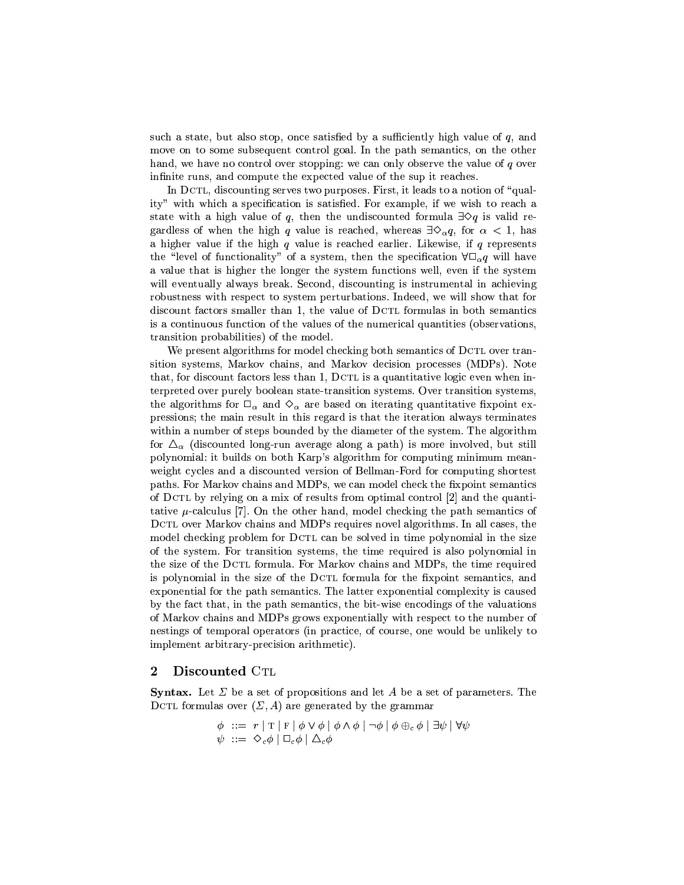such a state, but also stop, once satisfied by a sufficiently high value of $q$, and move on to some subsequent control goal. In the path semantics, on the other hand, we have no control over stopping: we can only observe the value of $q$ over infinite runs, and compute the expected value of the sup it reaches.

In DCTL, discounting serves two purposes. First, it leads to a notion of "quality" with which a specification is satisfied. For example, if we wish to reach a state with a high value of $q$, then the undiscounted formula $\exists\Diamond q$ is valid regardless of when the high $q$ value is reached, whereas $\exists\Diamond_\alpha q$, for $\alpha < 1$, has a higher value if the high $q$ value is reached earlier. Likewise, if $q$ represents the "level of functionality" of a system, then the specification $\forall\Box_\alpha q$ will have a value that is higher the longer the system functions well, even if the system will eventually always break. Second, discounting is instrumental in achieving robustness with respect to system perturbations. Indeed, we will show that for discount factors smaller than 1, the value of DCTL formulas in both semantics is a continuous function of the values of the numerical quantities (observations, transition probabilities) of the model.

We present algorithms for model checking both semantics of DCTL over transition systems, Markov chains, and Markov decision processes (MDPs). Note that, for discount factors less than 1, DCTL is a quantitative logic even when interpreted over purely boolean state-transition systems. Over transition systems, the algorithms for $\Box_\alpha$ and $\Diamond_\alpha$ are based on iterating quantitative fixpoint expressions; the main result in this regard is that the iteration always terminates within a number of steps bounded by the diameter of the system. The algorithm for $\triangle_\alpha$ (discounted long-run average along a path) is more involved, but still polynomial: it builds on both Karp's algorithm for computing minimum mean-weight cycles and a discounted version of Bellman-Ford for computing shortest paths. For Markov chains and MDPs, we can model check the fixpoint semantics of DCTL by relying on a mix of results from optimal control [2] and the quantitative $\mu$-calculus [7]. On the other hand, model checking the path semantics of DCTL over Markov chains and MDPs requires novel algorithms. In all cases, the model checking problem for DCTL can be solved in time polynomial in the size of the system. For transition systems, the time required is also polynomial in the size of the DCTL formula. For Markov chains and MDPs, the time required is polynomial in the size of the DCTL formula for the fixpoint semantics, and exponential for the path semantics. The latter exponential complexity is caused by the fact that, in the path semantics, the bit-wise encodings of the valuations of Markov chains and MDPs grows exponentially with respect to the number of nestings of temporal operators (in practice, of course, one would be unlikely to implement arbitrary-precision arithmetic).

## 2 Discounted CTL

**Syntax.** Let $\Sigma$ be a set of propositions and let $A$ be a set of parameters. The DCTL formulas over $(\Sigma, A)$ are generated by the grammar

$$\phi \ ::= \ r \mid \text{T} \mid \text{F} \mid \phi \vee \phi \mid \phi \wedge \phi \mid \neg\phi \mid \phi \oplus_c \phi \mid \exists\psi \mid \forall\psi$$
$$\psi \ ::= \ \Diamond_c \phi \mid \Box_c \phi \mid \triangle_c \phi$$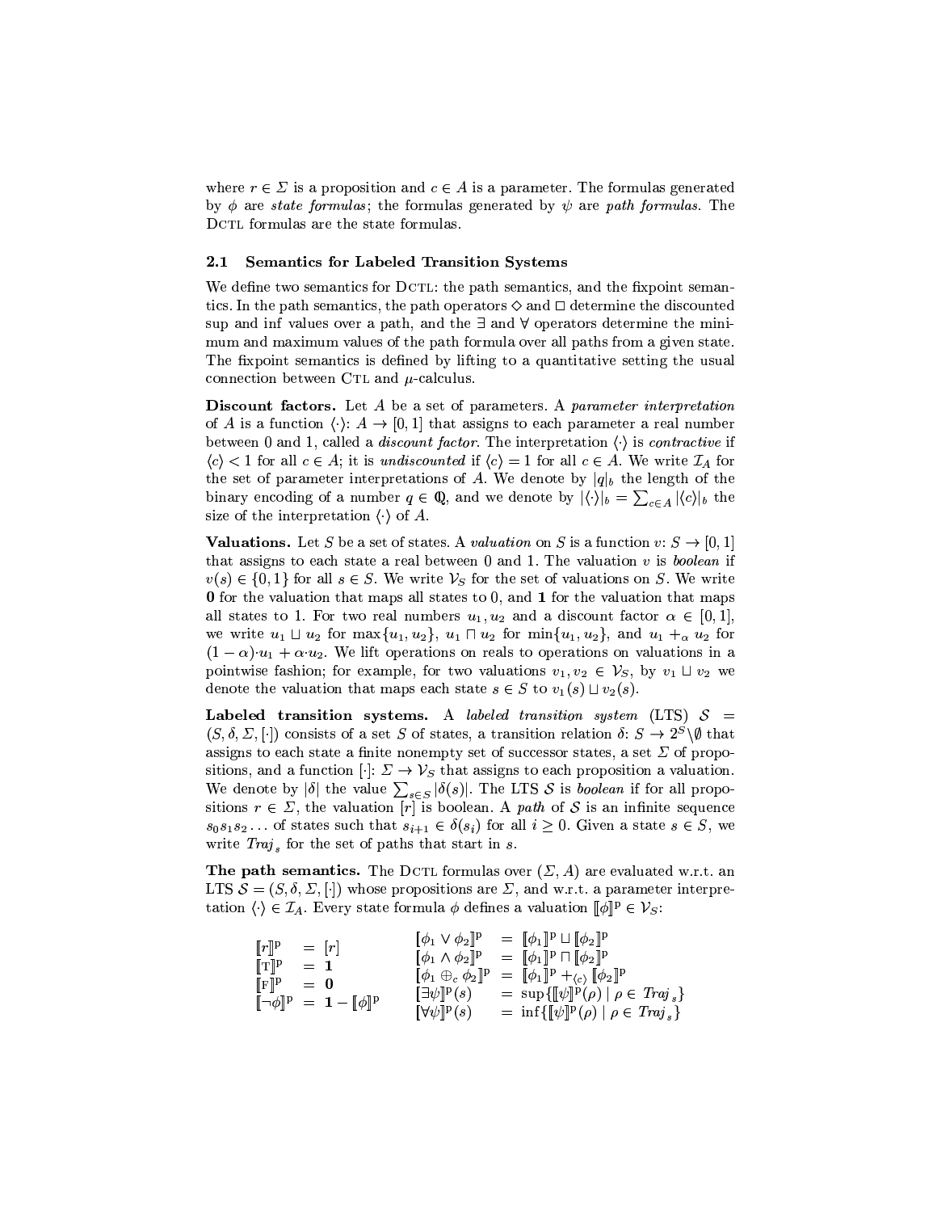where $r \in \Sigma$ is a proposition and $c \in A$ is a parameter. The formulas generated by $\phi$ are *state formulas*; the formulas generated by $\psi$ are *path formulas*. The DCTL formulas are the state formulas.

### 2.1 Semantics for Labeled Transition Systems

We define two semantics for DCTL: the path semantics, and the fixpoint semantics. In the path semantics, the path operators $\Diamond$ and $\Box$ determine the discounted sup and inf values over a path, and the $\exists$ and $\forall$ operators determine the minimum and maximum values of the path formula over all paths from a given state. The fixpoint semantics is defined by lifting to a quantitative setting the usual connection between CTL and $\mu$-calculus.

**Discount factors.** Let $A$ be a set of parameters. A *parameter interpretation* of $A$ is a function $\langle\cdot\rangle \colon A \to [0,1]$ that assigns to each parameter a real number between 0 and 1, called a *discount factor*. The interpretation $\langle\cdot\rangle$ is *contractive* if $\langle c \rangle < 1$ for all $c \in A$; it is *undiscounted* if $\langle c \rangle = 1$ for all $c \in A$. We write $\mathcal{I}_A$ for the set of parameter interpretations of $A$. We denote by $|q|_b$ the length of the binary encoding of a number $q \in \mathbb{Q}$, and we denote by $|\langle\cdot\rangle|_b = \sum_{c \in A} |\langle c \rangle|_b$ the size of the interpretation $\langle\cdot\rangle$ of $A$.

**Valuations.** Let $S$ be a set of states. A *valuation* on $S$ is a function $v \colon S \to [0,1]$ that assigns to each state a real between 0 and 1. The valuation $v$ is *boolean* if $v(s) \in \{0,1\}$ for all $s \in S$. We write $\mathcal{V}_S$ for the set of valuations on $S$. We write $\mathbf{0}$ for the valuation that maps all states to 0, and $\mathbf{1}$ for the valuation that maps all states to 1. For two real numbers $u_1, u_2$ and a discount factor $\alpha \in [0,1]$, we write $u_1 \sqcup u_2$ for $\max\{u_1, u_2\}$, $u_1 \sqcap u_2$ for $\min\{u_1, u_2\}$, and $u_1 +_\alpha u_2$ for $(1-\alpha) \cdot u_1 + \alpha \cdot u_2$. We lift operations on reals to operations on valuations in a pointwise fashion; for example, for two valuations $v_1, v_2 \in \mathcal{V}_S$, by $v_1 \sqcup v_2$ we denote the valuation that maps each state $s \in S$ to $v_1(s) \sqcup v_2(s)$.

**Labeled transition systems.** A *labeled transition system* (LTS) $\mathcal{S} = (S, \delta, \Sigma, [\cdot])$ consists of a set $S$ of states, a transition relation $\delta \colon S \to 2^S \backslash \emptyset$ that assigns to each state a finite nonempty set of successor states, a set $\Sigma$ of propositions, and a function $[\cdot] \colon \Sigma \to \mathcal{V}_S$ that assigns to each proposition a valuation. We denote by $|\delta|$ the value $\sum_{s \in S} |\delta(s)|$. The LTS $\mathcal{S}$ is *boolean* if for all propositions $r \in \Sigma$, the valuation $[r]$ is boolean. A *path* of $\mathcal{S}$ is an infinite sequence $s_0 s_1 s_2 \ldots$ of states such that $s_{i+1} \in \delta(s_i)$ for all $i \geq 0$. Given a state $s \in S$, we write $\mathit{Traj}_s$ for the set of paths that start in $s$.

**The path semantics.** The DCTL formulas over $(\Sigma, A)$ are evaluated w.r.t. an LTS $\mathcal{S} = (S, \delta, \Sigma, [\cdot])$ whose propositions are $\Sigma$, and w.r.t. a parameter interpretation $\langle\cdot\rangle \in \mathcal{I}_A$. Every state formula $\phi$ defines a valuation $[\![\phi]\!]^{\mathrm{p}} \in \mathcal{V}_S$:

$$
\begin{array}{lll}
[\![r]\!]^{\mathrm{p}} & = & [r] \\
[\![\mathrm{T}]\!]^{\mathrm{p}} & = & \mathbf{1} \\
[\![\mathrm{F}]\!]^{\mathrm{p}} & = & \mathbf{0} \\
[\![\neg\phi]\!]^{\mathrm{p}} & = & \mathbf{1} - [\![\phi]\!]^{\mathrm{p}}
\end{array}
\qquad
\begin{array}{lll}
[\![\phi_1 \vee \phi_2]\!]^{\mathrm{p}} & = & [\![\phi_1]\!]^{\mathrm{p}} \sqcup [\![\phi_2]\!]^{\mathrm{p}} \\
[\![\phi_1 \wedge \phi_2]\!]^{\mathrm{p}} & = & [\![\phi_1]\!]^{\mathrm{p}} \sqcap [\![\phi_2]\!]^{\mathrm{p}} \\
[\![\phi_1 \oplus_c \phi_2]\!]^{\mathrm{p}} & = & [\![\phi_1]\!]^{\mathrm{p}} +_{\langle c \rangle} [\![\phi_2]\!]^{\mathrm{p}} \\
[\![\exists\psi]\!]^{\mathrm{p}}(s) & = & \sup\{[\![\psi]\!]^{\mathrm{p}}(\rho) \mid \rho \in \mathit{Traj}_s\} \\
[\![\forall\psi]\!]^{\mathrm{p}}(s) & = & \inf\{[\![\psi]\!]^{\mathrm{p}}(\rho) \mid \rho \in \mathit{Traj}_s\}
\end{array}
$$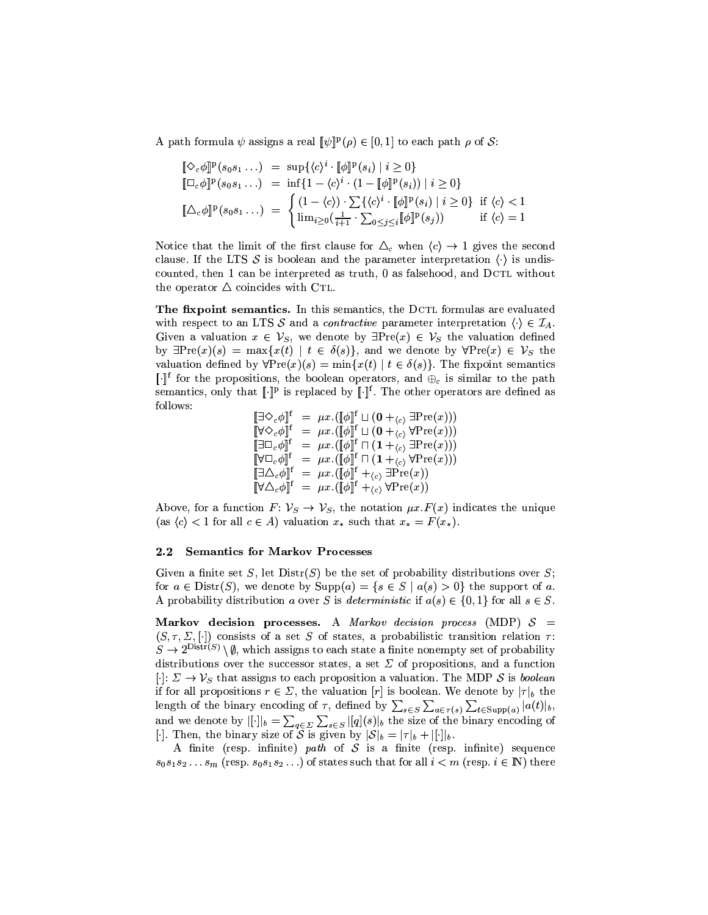A path formula $\psi$ assigns a real $[\![\psi]\!]^{\mathrm{p}}(\rho) \in [0,1]$ to each path $\rho$ of $\mathcal{S}$:

$$
\begin{aligned}
[\![\Diamond_c \phi]\!]^{\mathrm{p}}(s_0 s_1 \ldots) &= \sup\{\langle c\rangle^i \cdot [\![\phi]\!]^{\mathrm{p}}(s_i) \mid i \geq 0\} \\
[\![\Box_c \phi]\!]^{\mathrm{p}}(s_0 s_1 \ldots) &= \inf\{1 - \langle c\rangle^i \cdot (1 - [\![\phi]\!]^{\mathrm{p}}(s_i)) \mid i \geq 0\} \\
[\![\triangle_c \phi]\!]^{\mathrm{p}}(s_0 s_1 \ldots) &= \begin{cases} (1 - \langle c\rangle) \cdot \sum\{\langle c\rangle^i \cdot [\![\phi]\!]^{\mathrm{p}}(s_i) \mid i \geq 0\} & \text{if } \langle c\rangle < 1 \\ \lim_{i \geq 0}(\frac{1}{i+1} \cdot \sum_{0 \leq j \leq i} [\![\phi]\!]^{\mathrm{p}}(s_j)) & \text{if } \langle c\rangle = 1 \end{cases}
\end{aligned}
$$

Notice that the limit of the first clause for $\triangle_c$ when $\langle c\rangle \to 1$ gives the second clause. If the LTS $\mathcal{S}$ is boolean and the parameter interpretation $\langle\cdot\rangle$ is undiscounted, then 1 can be interpreted as truth, 0 as falsehood, and DCTL without the operator $\triangle$ coincides with CTL.

**The fixpoint semantics.** In this semantics, the DCTL formulas are evaluated with respect to an LTS $\mathcal{S}$ and a *contractive* parameter interpretation $\langle\cdot\rangle \in \mathcal{I}_A$. Given a valuation $x \in \mathcal{V}_S$, we denote by $\exists\mathrm{Pre}(x) \in \mathcal{V}_S$ the valuation defined by $\exists\mathrm{Pre}(x)(s) = \max\{x(t) \mid t \in \delta(s)\}$, and we denote by $\forall\mathrm{Pre}(x) \in \mathcal{V}_S$ the valuation defined by $\forall\mathrm{Pre}(x)(s) = \min\{x(t) \mid t \in \delta(s)\}$. The fixpoint semantics $[\![\cdot]\!]^{\mathrm{f}}$ for the propositions, the boolean operators, and $\oplus_c$ is similar to the path semantics, only that $[\![\cdot]\!]^{\mathrm{p}}$ is replaced by $[\![\cdot]\!]^{\mathrm{f}}$. The other operators are defined as follows:

$$
\begin{aligned}
[\![\exists\Diamond_c \phi]\!]^{\mathrm{f}} &= \mu x.([\![\phi]\!]^{\mathrm{f}} \sqcup (\mathbf{0} +_{\langle c\rangle} \exists\mathrm{Pre}(x))) \\
[\![\forall\Diamond_c \phi]\!]^{\mathrm{f}} &= \mu x.([\![\phi]\!]^{\mathrm{f}} \sqcup (\mathbf{0} +_{\langle c\rangle} \forall\mathrm{Pre}(x))) \\
[\![\exists\Box_c \phi]\!]^{\mathrm{f}} &= \mu x.([\![\phi]\!]^{\mathrm{f}} \sqcap (\mathbf{1} +_{\langle c\rangle} \exists\mathrm{Pre}(x))) \\
[\![\forall\Box_c \phi]\!]^{\mathrm{f}} &= \mu x.([\![\phi]\!]^{\mathrm{f}} \sqcap (\mathbf{1} +_{\langle c\rangle} \forall\mathrm{Pre}(x))) \\
[\![\exists\triangle_c \phi]\!]^{\mathrm{f}} &= \mu x.([\![\phi]\!]^{\mathrm{f}} +_{\langle c\rangle} \exists\mathrm{Pre}(x)) \\
[\![\forall\triangle_c \phi]\!]^{\mathrm{f}} &= \mu x.([\![\phi]\!]^{\mathrm{f}} +_{\langle c\rangle} \forall\mathrm{Pre}(x))
\end{aligned}
$$

Above, for a function $F\colon \mathcal{V}_S \to \mathcal{V}_S$, the notation $\mu x.F(x)$ indicates the unique (as $\langle c\rangle < 1$ for all $c \in A$) valuation $x_*$ such that $x_* = F(x_*)$.

### 2.2 Semantics for Markov Processes

Given a finite set $S$, let $\mathrm{Distr}(S)$ be the set of probability distributions over $S$; for $a \in \mathrm{Distr}(S)$, we denote by $\mathrm{Supp}(a) = \{s \in S \mid a(s) > 0\}$ the support of $a$. A probability distribution $a$ over $S$ is *deterministic* if $a(s) \in \{0,1\}$ for all $s \in S$.

**Markov decision processes.** A *Markov decision process* (MDP) $\mathcal{S} = (S, \tau, \Sigma, [\cdot])$ consists of a set $S$ of states, a probabilistic transition relation $\tau\colon S \to 2^{\mathrm{Distr}(S)} \setminus \emptyset$, which assigns to each state a finite nonempty set of probability distributions over the successor states, a set $\Sigma$ of propositions, and a function $[\cdot]\colon \Sigma \to \mathcal{V}_S$ that assigns to each proposition a valuation. The MDP $\mathcal{S}$ is *boolean* if for all propositions $r \in \Sigma$, the valuation $[r]$ is boolean. We denote by $|\tau|_b$ the length of the binary encoding of $\tau$, defined by $\sum_{s \in S} \sum_{a \in \tau(s)} \sum_{t \in \mathrm{Supp}(a)} |a(t)|_b$, and we denote by $|[\cdot]|_b = \sum_{q \in \Sigma} \sum_{s \in S} |[q](s)|_b$ the size of the binary encoding of $[\cdot]$. Then, the binary size of $\mathcal{S}$ is given by $|\mathcal{S}|_b = |\tau|_b + |[\cdot]|_b$.

A finite (resp. infinite) *path* of $\mathcal{S}$ is a finite (resp. infinite) sequence $s_0 s_1 s_2 \ldots s_m$ (resp. $s_0 s_1 s_2 \ldots$) of states such that for all $i < m$ (resp. $i \in \mathbb{N}$) there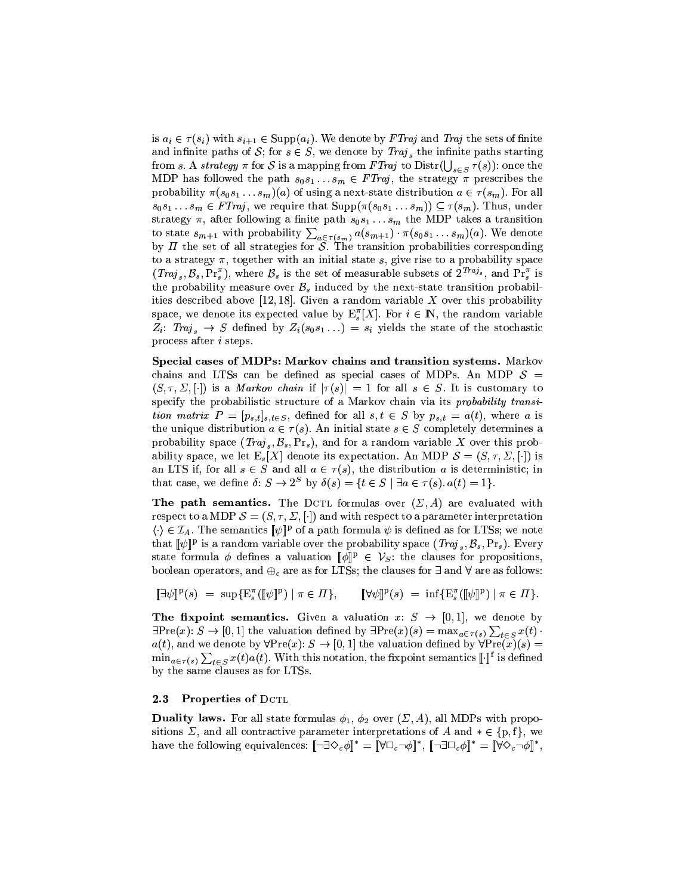is $a_i \in \tau(s_i)$ with $s_{i+1} \in \mathrm{Supp}(a_i)$. We denote by *FTraj* and *Traj* the sets of finite and infinite paths of $\mathcal{S}$; for $s \in S$, we denote by $\mathit{Traj}_s$ the infinite paths starting from $s$. A *strategy* $\pi$ for $\mathcal{S}$ is a mapping from *FTraj* to $\mathrm{Distr}(\bigcup_{s \in S} \tau(s))$: once the MDP has followed the path $s_0 s_1 \ldots s_m \in \mathit{FTraj}$, the strategy $\pi$ prescribes the probability $\pi(s_0 s_1 \ldots s_m)(a)$ of using a next-state distribution $a \in \tau(s_m)$. For all $s_0 s_1 \ldots s_m \in \mathit{FTraj}$, we require that $\mathrm{Supp}(\pi(s_0 s_1 \ldots s_m)) \subseteq \tau(s_m)$. Thus, under strategy $\pi$, after following a finite path $s_0 s_1 \ldots s_m$ the MDP takes a transition to state $s_{m+1}$ with probability $\sum_{a \in \tau(s_m)} a(s_{m+1}) \cdot \pi(s_0 s_1 \ldots s_m)(a)$. We denote by $\Pi$ the set of all strategies for $\mathcal{S}$. The transition probabilities corresponding to a strategy $\pi$, together with an initial state $s$, give rise to a probability space $(\mathit{Traj}_s, \mathcal{B}_s, \mathrm{Pr}^\pi_s)$, where $\mathcal{B}_s$ is the set of measurable subsets of $2^{\mathit{Traj}_s}$, and $\mathrm{Pr}^\pi_s$ is the probability measure over $\mathcal{B}_s$ induced by the next-state transition probabilities described above [12, 18]. Given a random variable $X$ over this probability space, we denote its expected value by $\mathrm{E}^\pi_s[X]$. For $i \in \mathbb{N}$, the random variable $Z_i\colon \mathit{Traj}_s \to S$ defined by $Z_i(s_0 s_1 \ldots) = s_i$ yields the state of the stochastic process after $i$ steps.

**Special cases of MDPs: Markov chains and transition systems.** Markov chains and LTSs can be defined as special cases of MDPs. An MDP $\mathcal{S} = (S, \tau, \Sigma, [\cdot])$ is a *Markov chain* if $|\tau(s)| = 1$ for all $s \in S$. It is customary to specify the probabilistic structure of a Markov chain via its *probability transition matrix* $P = [p_{s,t}]_{s,t \in S}$, defined for all $s, t \in S$ by $p_{s,t} = a(t)$, where $a$ is the unique distribution $a \in \tau(s)$. An initial state $s \in S$ completely determines a probability space $(\mathit{Traj}_s, \mathcal{B}_s, \mathrm{Pr}_s)$, and for a random variable $X$ over this probability space, we let $\mathrm{E}_s[X]$ denote its expectation. An MDP $\mathcal{S} = (S, \tau, \Sigma, [\cdot])$ is an LTS if, for all $s \in S$ and all $a \in \tau(s)$, the distribution $a$ is deterministic; in that case, we define $\delta\colon S \to 2^S$ by $\delta(s) = \{t \in S \mid \exists a \in \tau(s).\, a(t) = 1\}$.

**The path semantics.** The DCTL formulas over $(\Sigma, A)$ are evaluated with respect to a MDP $\mathcal{S} = (S, \tau, \Sigma, [\cdot])$ and with respect to a parameter interpretation $\langle \cdot \rangle \in \mathcal{I}_A$. The semantics $[\![\psi]\!]^{\mathrm{p}}$ of a path formula $\psi$ is defined as for LTSs; we note that $[\![\psi]\!]^{\mathrm{p}}$ is a random variable over the probability space $(\mathit{Traj}_s, \mathcal{B}_s, \mathrm{Pr}_s)$. Every state formula $\phi$ defines a valuation $[\![\phi]\!]^{\mathrm{p}} \in \mathcal{V}_S$: the clauses for propositions, boolean operators, and $\oplus_c$ are as for LTSs; the clauses for $\exists$ and $\forall$ are as follows:

$$[\![\exists\psi]\!]^{\mathrm{p}}(s) \;=\; \sup\{\mathrm{E}^\pi_s([\![\psi]\!]^{\mathrm{p}}) \mid \pi \in \Pi\}, \qquad [\![\forall\psi]\!]^{\mathrm{p}}(s) \;=\; \inf\{\mathrm{E}^\pi_s([\![\psi]\!]^{\mathrm{p}}) \mid \pi \in \Pi\}.$$

**The fixpoint semantics.** Given a valuation $x\colon S \to [0,1]$, we denote by $\exists\mathrm{Pre}(x)\colon S \to [0,1]$ the valuation defined by $\exists\mathrm{Pre}(x)(s) = \max_{a \in \tau(s)} \sum_{t \in S} x(t) \cdot a(t)$, and we denote by $\forall\mathrm{Pre}(x)\colon S \to [0,1]$ the valuation defined by $\forall\mathrm{Pre}(x)(s) = \min_{a \in \tau(s)} \sum_{t \in S} x(t) a(t)$. With this notation, the fixpoint semantics $[\![\cdot]\!]^{\mathrm{f}}$ is defined by the same clauses as for LTSs.

### 2.3 Properties of DCTL

**Duality laws.** For all state formulas $\phi_1$, $\phi_2$ over $(\Sigma, A)$, all MDPs with propositions $\Sigma$, and all contractive parameter interpretations of $A$ and $* \in \{\mathrm{p}, \mathrm{f}\}$, we have the following equivalences: $[\![\neg\exists\Diamond_c\phi]\!]^* = [\![\forall\Box_c\neg\phi]\!]^*$, $[\![\neg\exists\Box_c\phi]\!]^* = [\![\forall\Diamond_c\neg\phi]\!]^*$,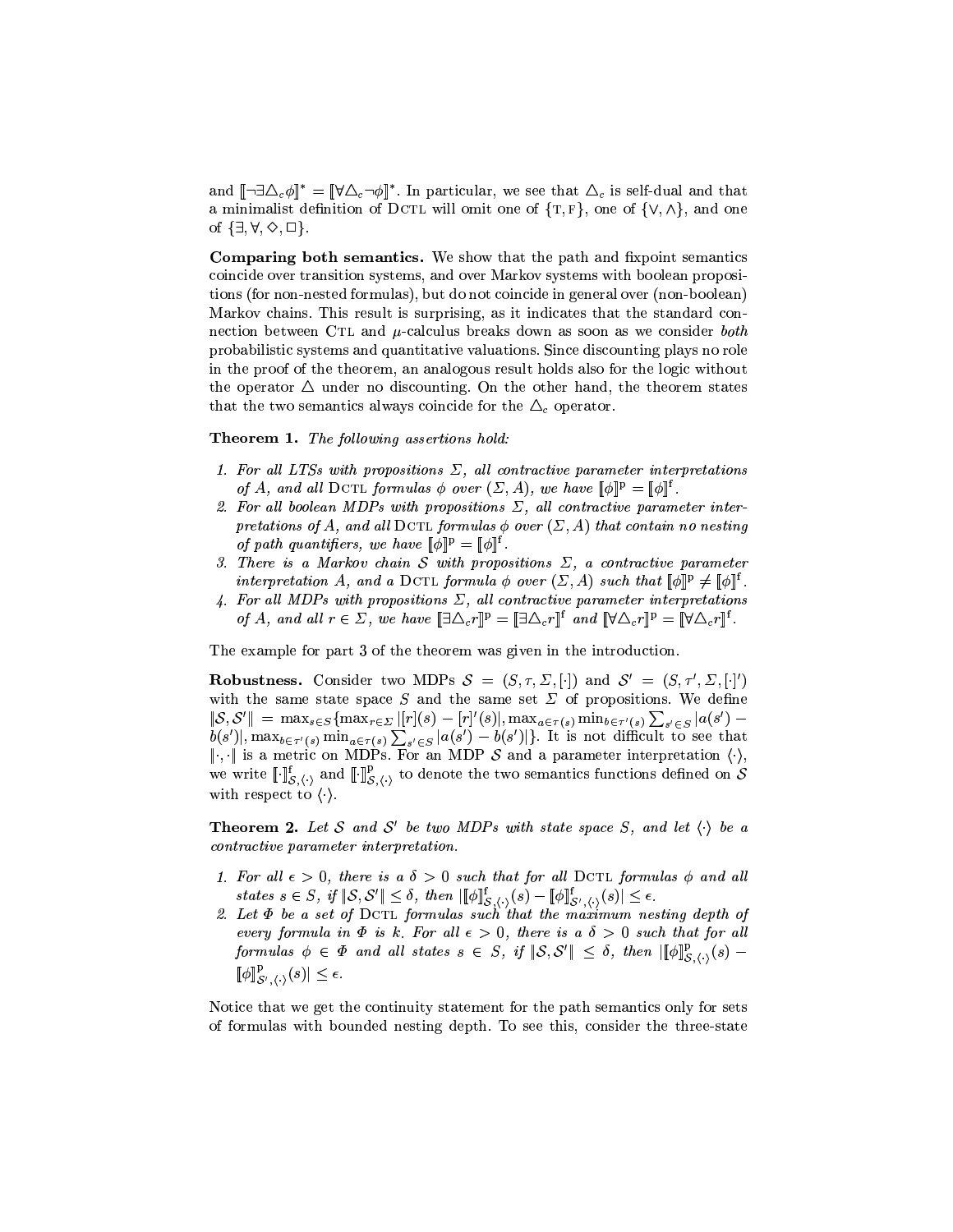and $[\![\neg\exists\triangle_c\phi]\!]^* = [\![\forall\triangle_c\neg\phi]\!]^*$. In particular, we see that $\triangle_c$ is self-dual and that a minimalist definition of DCTL will omit one of $\{\text{T}, \text{F}\}$, one of $\{\vee, \wedge\}$, and one of $\{\exists, \forall, \diamond, \square\}$.

**Comparing both semantics.** We show that the path and fixpoint semantics coincide over transition systems, and over Markov systems with boolean propositions (for non-nested formulas), but do not coincide in general over (non-boolean) Markov chains. This result is surprising, as it indicates that the standard connection between CTL and $\mu$-calculus breaks down as soon as we consider *both* probabilistic systems and quantitative valuations. Since discounting plays no role in the proof of the theorem, an analogous result holds also for the logic without the operator $\triangle$ under no discounting. On the other hand, the theorem states that the two semantics always coincide for the $\triangle_c$ operator.

**Theorem 1.** *The following assertions hold:*

1. *For all LTSs with propositions $\Sigma$, all contractive parameter interpretations of $A$, and all* DCTL *formulas $\phi$ over $(\Sigma, A)$, we have $[\![\phi]\!]^{\text{p}} = [\![\phi]\!]^{\text{f}}$.*
2. *For all boolean MDPs with propositions $\Sigma$, all contractive parameter interpretations of $A$, and all* DCTL *formulas $\phi$ over $(\Sigma, A)$ that contain no nesting of path quantifiers, we have $[\![\phi]\!]^{\text{p}} = [\![\phi]\!]^{\text{f}}$.*
3. *There is a Markov chain $\mathcal{S}$ with propositions $\Sigma$, a contractive parameter interpretation $A$, and a* DCTL *formula $\phi$ over $(\Sigma, A)$ such that $[\![\phi]\!]^{\text{p}} \neq [\![\phi]\!]^{\text{f}}$.*
4. *For all MDPs with propositions $\Sigma$, all contractive parameter interpretations of $A$, and all $r \in \Sigma$, we have $[\![\exists\triangle_c r]\!]^{\text{p}} = [\![\exists\triangle_c r]\!]^{\text{f}}$ and $[\![\forall\triangle_c r]\!]^{\text{p}} = [\![\forall\triangle_c r]\!]^{\text{f}}$.*

The example for part 3 of the theorem was given in the introduction.

**Robustness.** Consider two MDPs $\mathcal{S} = (S, \tau, \Sigma, [\cdot])$ and $\mathcal{S}' = (S, \tau', \Sigma, [\cdot]')$ with the same state space $S$ and the same set $\Sigma$ of propositions. We define $\|\mathcal{S}, \mathcal{S}'\| = \max_{s\in S}\{\max_{r\in\Sigma} |[r](s) - [r]'(s)|, \max_{a\in\tau(s)} \min_{b\in\tau'(s)} \sum_{s'\in S} |a(s') - b(s')|, \max_{b\in\tau'(s)} \min_{a\in\tau(s)} \sum_{s'\in S} |a(s') - b(s')|\}$. It is not difficult to see that $\|\cdot,\cdot\|$ is a metric on MDPs. For an MDP $\mathcal{S}$ and a parameter interpretation $\langle\cdot\rangle$, we write $[\![\cdot]\!]^{\text{f}}_{\mathcal{S},\langle\cdot\rangle}$ and $[\![\cdot]\!]^{\text{p}}_{\mathcal{S},\langle\cdot\rangle}$ to denote the two semantics functions defined on $\mathcal{S}$ with respect to $\langle\cdot\rangle$.

**Theorem 2.** *Let $\mathcal{S}$ and $\mathcal{S}'$ be two MDPs with state space $S$, and let $\langle\cdot\rangle$ be a contractive parameter interpretation.*

1. *For all $\epsilon > 0$, there is a $\delta > 0$ such that for all* DCTL *formulas $\phi$ and all states $s \in S$, if $\|\mathcal{S}, \mathcal{S}'\| \leq \delta$, then $|[\![\phi]\!]^{\text{f}}_{\mathcal{S},\langle\cdot\rangle}(s) - [\![\phi]\!]^{\text{f}}_{\mathcal{S}',\langle\cdot\rangle}(s)| \leq \epsilon$.*
2. *Let $\Phi$ be a set of* DCTL *formulas such that the maximum nesting depth of every formula in $\Phi$ is $k$. For all $\epsilon > 0$, there is a $\delta > 0$ such that for all formulas $\phi \in \Phi$ and all states $s \in S$, if $\|\mathcal{S}, \mathcal{S}'\| \leq \delta$, then $|[\![\phi]\!]^{\text{p}}_{\mathcal{S},\langle\cdot\rangle}(s) - [\![\phi]\!]^{\text{p}}_{\mathcal{S}',\langle\cdot\rangle}(s)| \leq \epsilon$.*

Notice that we get the continuity statement for the path semantics only for sets of formulas with bounded nesting depth. To see this, consider the three-state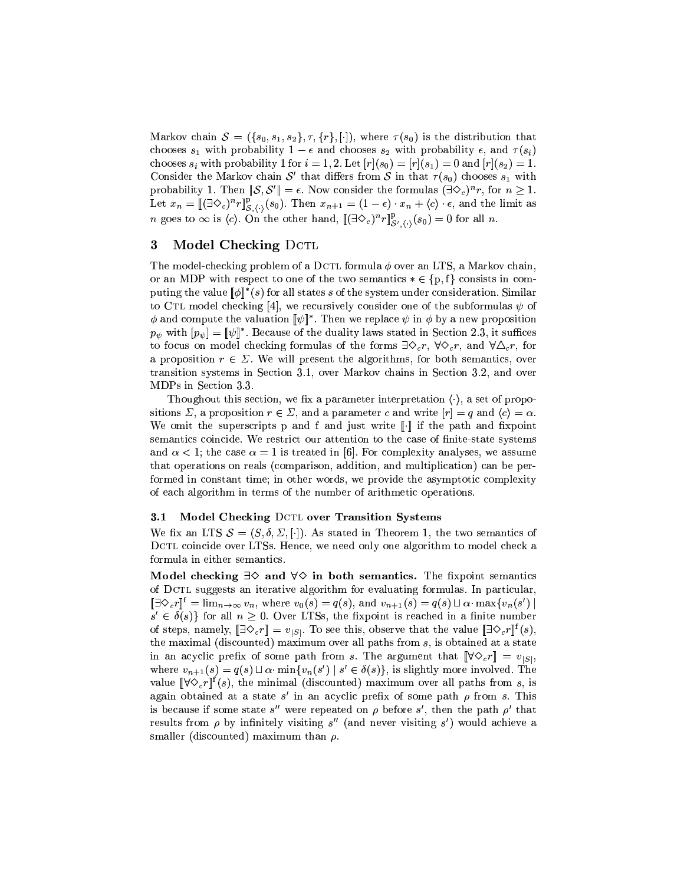Markov chain $\mathcal{S} = (\{s_0, s_1, s_2\}, \tau, \{r\}, [\cdot])$, where $\tau(s_0)$ is the distribution that chooses $s_1$ with probability $1 - \epsilon$ and chooses $s_2$ with probability $\epsilon$, and $\tau(s_i)$ chooses $s_i$ with probability 1 for $i = 1, 2$. Let $[r](s_0) = [r](s_1) = 0$ and $[r](s_2) = 1$. Consider the Markov chain $\mathcal{S}'$ that differs from $\mathcal{S}$ in that $\tau(s_0)$ chooses $s_1$ with probability 1. Then $\|\mathcal{S}, \mathcal{S}'\| = \epsilon$. Now consider the formulas $(\exists\Diamond_c)^n r$, for $n \geq 1$. Let $x_n = [\![(\exists\Diamond_c)^n r]\!]^{\mathrm{p}}_{\mathcal{S},\langle\cdot\rangle}(s_0)$. Then $x_{n+1} = (1-\epsilon) \cdot x_n + \langle c \rangle \cdot \epsilon$, and the limit as $n$ goes to $\infty$ is $\langle c \rangle$. On the other hand, $[\![(\exists\Diamond_c)^n r]\!]^{\mathrm{p}}_{\mathcal{S}',\langle\cdot\rangle}(s_0) = 0$ for all $n$.

## 3 Model Checking DCTL

The model-checking problem of a DCTL formula $\phi$ over an LTS, a Markov chain, or an MDP with respect to one of the two semantics $* \in \{\mathrm{p}, \mathrm{f}\}$ consists in computing the value $[\![\phi]\!]^*(s)$ for all states $s$ of the system under consideration. Similar to CTL model checking [4], we recursively consider one of the subformulas $\psi$ of $\phi$ and compute the valuation $[\![\psi]\!]^*$. Then we replace $\psi$ in $\phi$ by a new proposition $p_\psi$ with $[p_\psi] = [\![\psi]\!]^*$. Because of the duality laws stated in Section 2.3, it suffices to focus on model checking formulas of the forms $\exists\Diamond_c r$, $\forall\Diamond_c r$, and $\forall\triangle_c r$, for a proposition $r \in \Sigma$. We will present the algorithms, for both semantics, over transition systems in Section 3.1, over Markov chains in Section 3.2, and over MDPs in Section 3.3.

Thoughout this section, we fix a parameter interpretation $\langle\cdot\rangle$, a set of propositions $\Sigma$, a proposition $r \in \Sigma$, and a parameter $c$ and write $[r] = q$ and $\langle c \rangle = \alpha$. We omit the superscripts p and f and just write $[\![\cdot]\!]$ if the path and fixpoint semantics coincide. We restrict our attention to the case of finite-state systems and $\alpha < 1$; the case $\alpha = 1$ is treated in [6]. For complexity analyses, we assume that operations on reals (comparison, addition, and multiplication) can be performed in constant time; in other words, we provide the asymptotic complexity of each algorithm in terms of the number of arithmetic operations.

### 3.1 Model Checking DCTL over Transition Systems

We fix an LTS $\mathcal{S} = (S, \delta, \Sigma, [\cdot])$. As stated in Theorem 1, the two semantics of DCTL coincide over LTSs. Hence, we need only one algorithm to model check a formula in either semantics.

**Model checking $\exists\Diamond$ and $\forall\Diamond$ in both semantics.** The fixpoint semantics of DCTL suggests an iterative algorithm for evaluating formulas. In particular, $[\![\exists\Diamond_c r]\!]^{\mathrm{f}} = \lim_{n\to\infty} v_n$, where $v_0(s) = q(s)$, and $v_{n+1}(s) = q(s) \sqcup \alpha \cdot \max\{v_n(s') \mid s' \in \delta(s)\}$ for all $n \geq 0$. Over LTSs, the fixpoint is reached in a finite number of steps, namely, $[\![\exists\Diamond_c r]\!] = v_{|S|}$. To see this, observe that the value $[\![\exists\Diamond_c r]\!]^{\mathrm{f}}(s)$, the maximal (discounted) maximum over all paths from $s$, is obtained at a state in an acyclic prefix of some path from $s$. The argument that $[\![\forall\Diamond_c r]\!] = v_{|S|}$, where $v_{n+1}(s) = q(s) \sqcup \alpha \cdot \min\{v_n(s') \mid s' \in \delta(s)\}$, is slightly more involved. The value $[\![\forall\Diamond_c r]\!]^{\mathrm{f}}(s)$, the minimal (discounted) maximum over all paths from $s$, is again obtained at a state $s'$ in an acyclic prefix of some path $\rho$ from $s$. This is because if some state $s''$ were repeated on $\rho$ before $s'$, then the path $\rho'$ that results from $\rho$ by infinitely visiting $s''$ (and never visiting $s'$) would achieve a smaller (discounted) maximum than $\rho$.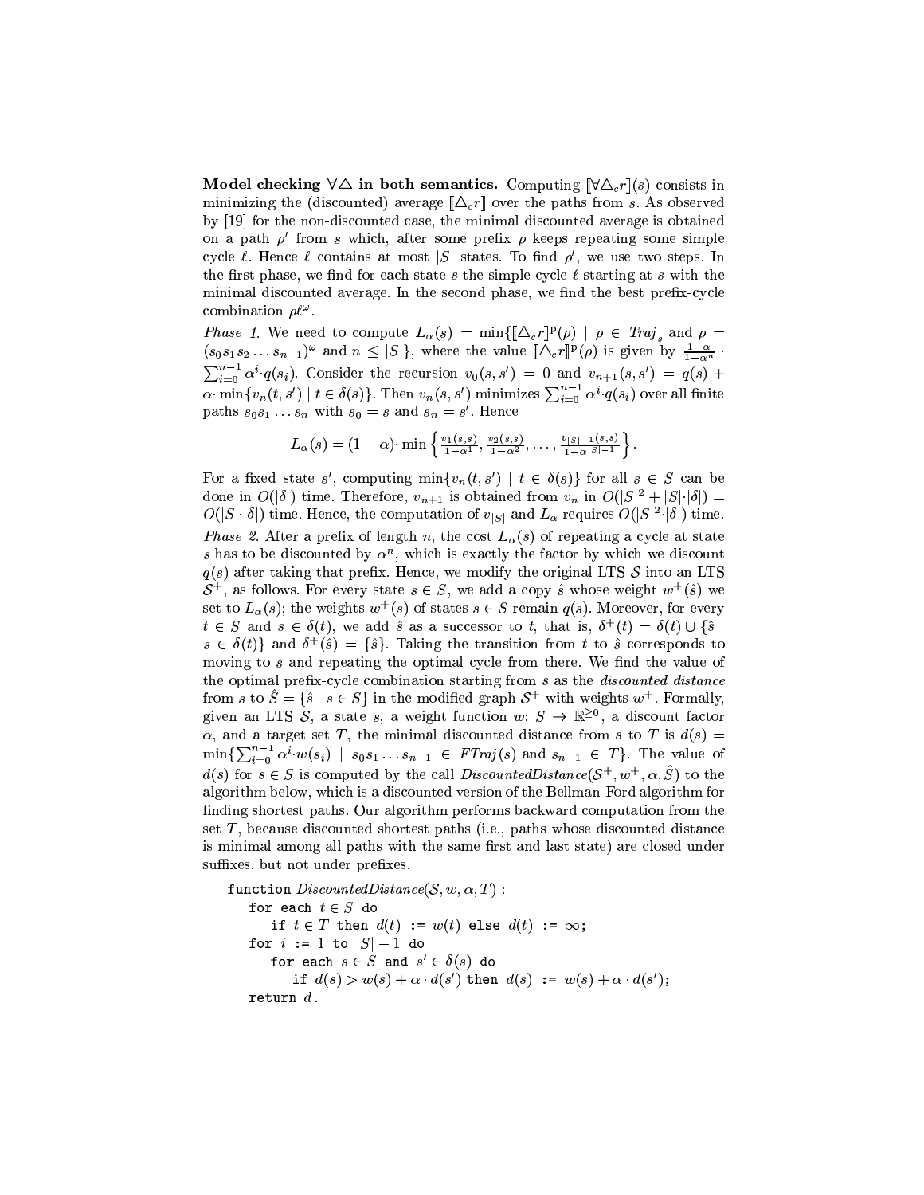**Model checking $\forall\triangle$ in both semantics.** Computing $[\![\forall\triangle_c r]\!](s)$ consists in minimizing the (discounted) average $[\![\triangle_c r]\!]$ over the paths from $s$. As observed by [19] for the non-discounted case, the minimal discounted average is obtained on a path $\rho'$ from $s$ which, after some prefix $\rho$ keeps repeating some simple cycle $\ell$. Hence $\ell$ contains at most $|S|$ states. To find $\rho'$, we use two steps. In the first phase, we find for each state $s$ the simple cycle $\ell$ starting at $s$ with the minimal discounted average. In the second phase, we find the best prefix-cycle combination $\rho\ell^\omega$.

*Phase 1.* We need to compute $L_\alpha(s) = \min\{[\![\triangle_c r]\!]^{\mathrm{p}}(\rho) \mid \rho \in \mathit{Traj}_s$ and $\rho = (s_0 s_1 s_2 \dots s_{n-1})^\omega$ and $n \leq |S|\}$, where the value $[\![\triangle_c r]\!]^{\mathrm{p}}(\rho)$ is given by $\frac{1-\alpha}{1-\alpha^n} \cdot \sum_{i=0}^{n-1} \alpha^i \cdot q(s_i)$. Consider the recursion $v_0(s,s') = 0$ and $v_{n+1}(s,s') = q(s) + \alpha \cdot \min\{v_n(t,s') \mid t \in \delta(s)\}$. Then $v_n(s,s')$ minimizes $\sum_{i=0}^{n-1} \alpha^i \cdot q(s_i)$ over all finite paths $s_0 s_1 \dots s_n$ with $s_0 = s$ and $s_n = s'$. Hence

$$L_\alpha(s) = (1-\alpha) \cdot \min\left\{\frac{v_1(s,s)}{1-\alpha^1}, \frac{v_2(s,s)}{1-\alpha^2}, \dots, \frac{v_{|S|-1}(s,s)}{1-\alpha^{|S|-1}}\right\}.$$

For a fixed state $s'$, computing $\min\{v_n(t,s') \mid t \in \delta(s)\}$ for all $s \in S$ can be done in $O(|\delta|)$ time. Therefore, $v_{n+1}$ is obtained from $v_n$ in $O(|S|^2 + |S| \cdot |\delta|) = O(|S| \cdot |\delta|)$ time. Hence, the computation of $v_{|S|}$ and $L_\alpha$ requires $O(|S|^2 \cdot |\delta|)$ time.

*Phase 2.* After a prefix of length $n$, the cost $L_\alpha(s)$ of repeating a cycle at state $s$ has to be discounted by $\alpha^n$, which is exactly the factor by which we discount $q(s)$ after taking that prefix. Hence, we modify the original LTS $\mathcal{S}$ into an LTS $\mathcal{S}^+$, as follows. For every state $s \in S$, we add a copy $\hat{s}$ whose weight $w^+(\hat{s})$ we set to $L_\alpha(s)$; the weights $w^+(s)$ of states $s \in S$ remain $q(s)$. Moreover, for every $t \in S$ and $s \in \delta(t)$, we add $\hat{s}$ as a successor to $t$, that is, $\delta^+(t) = \delta(t) \cup \{\hat{s} \mid s \in \delta(t)\}$ and $\delta^+(\hat{s}) = \{\hat{s}\}$. Taking the transition from $t$ to $\hat{s}$ corresponds to moving to $s$ and repeating the optimal cycle from there. We find the value of the optimal prefix-cycle combination starting from $s$ as the *discounted distance* from $s$ to $\hat{S} = \{\hat{s} \mid s \in S\}$ in the modified graph $\mathcal{S}^+$ with weights $w^+$. Formally, given an LTS $\mathcal{S}$, a state $s$, a weight function $w\colon S \to \mathbb{R}^{\geq 0}$, a discount factor $\alpha$, and a target set $T$, the minimal discounted distance from $s$ to $T$ is $d(s) = \min\{\sum_{i=0}^{n-1} \alpha^i \cdot w(s_i) \mid s_0 s_1 \dots s_{n-1} \in \mathit{FTraj}(s)$ and $s_{n-1} \in T\}$. The value of $d(s)$ for $s \in S$ is computed by the call $\mathit{DiscountedDistance}(\mathcal{S}^+, w^+, \alpha, \hat{S})$ to the algorithm below, which is a discounted version of the Bellman-Ford algorithm for finding shortest paths. Our algorithm performs backward computation from the set $T$, because discounted shortest paths (i.e., paths whose discounted distance is minimal among all paths with the same first and last state) are closed under suffixes, but not under prefixes.

```
function DiscountedDistance(S, w, α, T) :
   for each t ∈ S do
      if t ∈ T then d(t) := w(t) else d(t) := ∞;
   for i := 1 to |S| − 1 do
      for each s ∈ S and s' ∈ δ(s) do
         if d(s) > w(s) + α · d(s') then d(s) := w(s) + α · d(s');
   return d.
```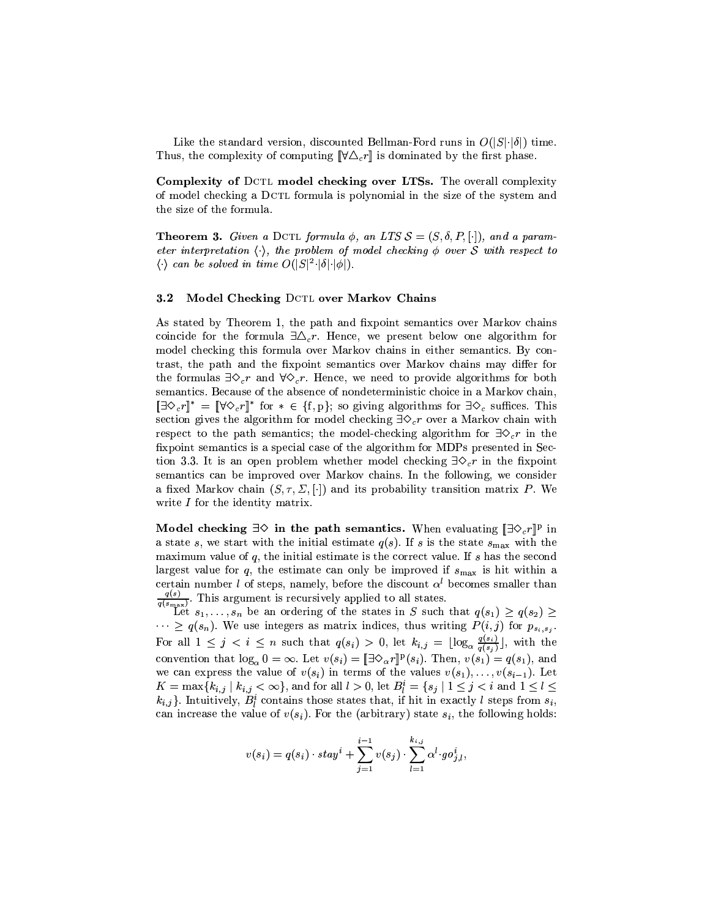Like the standard version, discounted Bellman-Ford runs in $O(|S|\cdot|\delta|)$ time. Thus, the complexity of computing $[\![\forall\triangle_c r]\!]$ is dominated by the first phase.

**Complexity of DCTL model checking over LTSs.** The overall complexity of model checking a DCTL formula is polynomial in the size of the system and the size of the formula.

**Theorem 3.** *Given a* DCTL *formula* $\phi$*, an LTS* $\mathcal{S} = (S, \delta, P, [\cdot])$*, and a parameter interpretation* $\langle\cdot\rangle$*, the problem of model checking* $\phi$ *over* $\mathcal{S}$ *with respect to* $\langle\cdot\rangle$ *can be solved in time* $O(|S|^2\cdot|\delta|\cdot|\phi|)$*.*

### 3.2 Model Checking DCTL over Markov Chains

As stated by Theorem 1, the path and fixpoint semantics over Markov chains coincide for the formula $\exists\triangle_c r$. Hence, we present below one algorithm for model checking this formula over Markov chains in either semantics. By contrast, the path and the fixpoint semantics over Markov chains may differ for the formulas $\exists\diamond_c r$ and $\forall\diamond_c r$. Hence, we need to provide algorithms for both semantics. Because of the absence of nondeterministic choice in a Markov chain, $[\![\exists\diamond_c r]\!]^* = [\![\forall\diamond_c r]\!]^*$ for $* \in \{\mathrm{f}, \mathrm{p}\}$; so giving algorithms for $\exists\diamond_c$ suffices. This section gives the algorithm for model checking $\exists\diamond_c r$ over a Markov chain with respect to the path semantics; the model-checking algorithm for $\exists\diamond_c r$ in the fixpoint semantics is a special case of the algorithm for MDPs presented in Section 3.3. It is an open problem whether model checking $\exists\diamond_c r$ in the fixpoint semantics can be improved over Markov chains. In the following, we consider a fixed Markov chain $(S, \tau, \Sigma, [\cdot])$ and its probability transition matrix $P$. We write $I$ for the identity matrix.

**Model checking $\exists\diamond$ in the path semantics.** When evaluating $[\![\exists\diamond_c r]\!]^{\mathrm{p}}$ in a state $s$, we start with the initial estimate $q(s)$. If $s$ is the state $s_{\max}$ with the maximum value of $q$, the initial estimate is the correct value. If $s$ has the second largest value for $q$, the estimate can only be improved if $s_{\max}$ is hit within a certain number $l$ of steps, namely, before the discount $\alpha^l$ becomes smaller than $\frac{q(s)}{q(s_{\max})}$. This argument is recursively applied to all states.

Let $s_1, \ldots, s_n$ be an ordering of the states in $S$ such that $q(s_1) \geq q(s_2) \geq \cdots \geq q(s_n)$. We use integers as matrix indices, thus writing $P(i,j)$ for $p_{s_i,s_j}$. For all $1 \leq j < i \leq n$ such that $q(s_i) > 0$, let $k_{i,j} = \lfloor \log_\alpha \frac{q(s_i)}{q(s_j)} \rfloor$, with the convention that $\log_\alpha 0 = \infty$. Let $v(s_i) = [\![\exists\diamond_\alpha r]\!]^{\mathrm{p}}(s_i)$. Then, $v(s_1) = q(s_1)$, and we can express the value of $v(s_i)$ in terms of the values $v(s_1), \ldots, v(s_{i-1})$. Let $K = \max\{k_{i,j} \mid k_{i,j} < \infty\}$, and for all $l > 0$, let $B^i_l = \{s_j \mid 1 \leq j < i \text{ and } 1 \leq l \leq k_{i,j}\}$. Intuitively, $B^i_l$ contains those states that, if hit in exactly $l$ steps from $s_i$, can increase the value of $v(s_i)$. For the (arbitrary) state $s_i$, the following holds:

$$v(s_i) = q(s_i)\cdot stay^i + \sum_{j=1}^{i-1} v(s_j)\cdot \sum_{l=1}^{k_{i,j}} \alpha^l \cdot go^i_{j,l},$$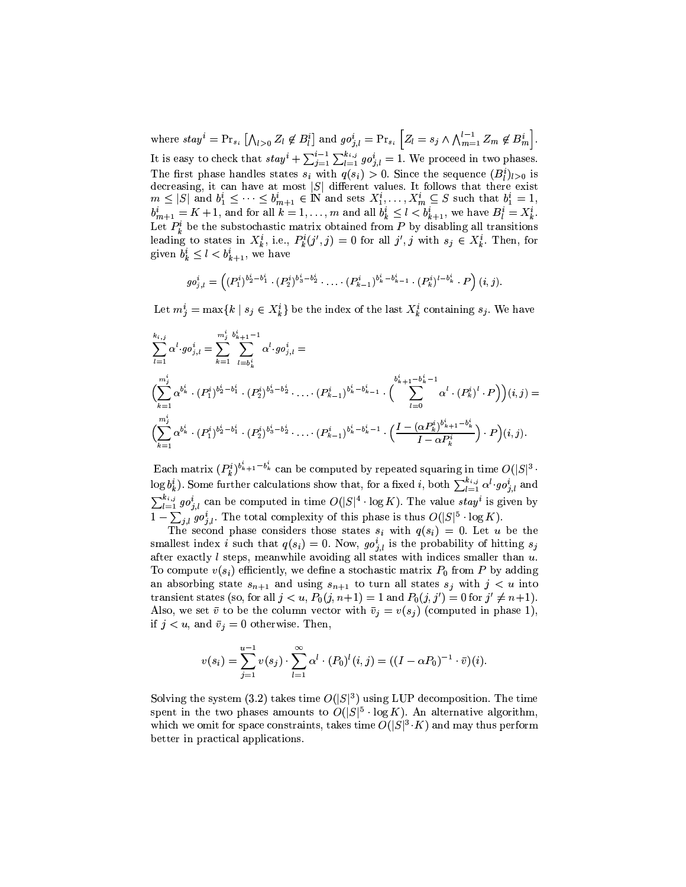where $stay^i = \Pr_{s_i}\left[\bigwedge_{l>0} Z_l \notin B^i_l\right]$ and $go^i_{j,l} = \Pr_{s_i}\left[Z_l = s_j \wedge \bigwedge_{m=1}^{l-1} Z_m \notin B^i_m\right]$. It is easy to check that $stay^i + \sum_{j=1}^{i-1}\sum_{l=1}^{k_{i,j}} go^i_{j,l} = 1$. We proceed in two phases. The first phase handles states $s_i$ with $q(s_i) > 0$. Since the sequence $(B^i_l)_{l>0}$ is decreasing, it can have at most $|S|$ different values. It follows that there exist $m \leq |S|$ and $b^i_1 \leq \cdots \leq b^i_{m+1} \in \mathbb{N}$ and sets $X^i_1, \ldots, X^i_m \subseteq S$ such that $b^i_1 = 1$, $b^i_{m+1} = K+1$, and for all $k = 1, \ldots, m$ and all $b^i_k \leq l < b^i_{k+1}$, we have $B^i_l = X^i_k$. Let $P^i_k$ be the substochastic matrix obtained from $P$ by disabling all transitions leading to states in $X^i_k$, i.e., $P^i_k(j', j) = 0$ for all $j', j$ with $s_j \in X^i_k$. Then, for given $b^i_k \leq l < b^i_{k+1}$, we have

$$go^i_{j,l} = \left((P^i_1)^{b^i_2 - b^i_1} \cdot (P^i_2)^{b^i_3 - b^i_2} \cdot \ldots \cdot (P^i_{k-1})^{b^i_k - b^i_{k-1}} \cdot (P^i_k)^{l - b^i_k} \cdot P\right)(i,j).$$

Let $m^i_j = \max\{k \mid s_j \in X^i_k\}$ be the index of the last $X^i_k$ containing $s_j$. We have

$$\sum_{l=1}^{k_{i,j}} \alpha^l \cdot go^i_{j,l} = \sum_{k=1}^{m^i_j} \sum_{l=b^i_k}^{b^i_{k+1}-1} \alpha^l \cdot go^i_{j,l} =$$

$$\Big(\sum_{k=1}^{m^i_j} \alpha^{b^i_k} \cdot (P^i_1)^{b^i_2 - b^i_1} \cdot (P^i_2)^{b^i_3 - b^i_2} \cdot \ldots \cdot (P^i_{k-1})^{b^i_k - b^i_{k-1}} \cdot \Big(\sum_{l=0}^{b^i_{k+1} - b^i_k - 1} \alpha^l \cdot (P^i_k)^l \cdot P\Big)\Big)(i,j) =$$

$$\Big(\sum_{k=1}^{m^i_j} \alpha^{b^i_k} \cdot (P^i_1)^{b^i_2 - b^i_1} \cdot (P^i_2)^{b^i_3 - b^i_2} \cdot \ldots \cdot (P^i_{k-1})^{b^i_k - b^i_{k-1}} \cdot \Big(\frac{I - (\alpha P^i_k)^{b^i_{k+1} - b^i_k}}{I - \alpha P^i_k}\Big) \cdot P\Big)(i,j).$$

Each matrix $(P^i_k)^{b^i_{k+1} - b^i_k}$ can be computed by repeated squaring in time $O(|S|^3 \cdot \log b^i_k)$. Some further calculations show that, for a fixed $i$, both $\sum_{l=1}^{k_{i,j}} \alpha^l \cdot go^i_{j,l}$ and $\sum_{l=1}^{k_{i,j}} go^i_{j,l}$ can be computed in time $O(|S|^4 \cdot \log K)$. The value $stay^i$ is given by $1 - \sum_{j,l} go^i_{j,l}$. The total complexity of this phase is thus $O(|S|^5 \cdot \log K)$.

The second phase considers those states $s_i$ with $q(s_i) = 0$. Let $u$ be the smallest index $i$ such that $q(s_i) = 0$. Now, $go^i_{j,l}$ is the probability of hitting $s_j$ after exactly $l$ steps, meanwhile avoiding all states with indices smaller than $u$. To compute $v(s_i)$ efficiently, we define a stochastic matrix $P_0$ from $P$ by adding an absorbing state $s_{n+1}$ and using $s_{n+1}$ to turn all states $s_j$ with $j < u$ into transient states (so, for all $j < u$, $P_0(j, n+1) = 1$ and $P_0(j, j') = 0$ for $j' \neq n+1$). Also, we set $\bar{v}$ to be the column vector with $\bar{v}_j = v(s_j)$ (computed in phase 1), if $j < u$, and $\bar{v}_j = 0$ otherwise. Then,

$$v(s_i) = \sum_{j=1}^{u-1} v(s_j) \cdot \sum_{l=1}^{\infty} \alpha^l \cdot (P_0)^l(i,j) = ((I - \alpha P_0)^{-1} \cdot \bar{v})(i).$$

Solving the system (3.2) takes time $O(|S|^3)$ using LUP decomposition. The time spent in the two phases amounts to $O(|S|^5 \cdot \log K)$. An alternative algorithm, which we omit for space constraints, takes time $O(|S|^3 \cdot K)$ and may thus perform better in practical applications.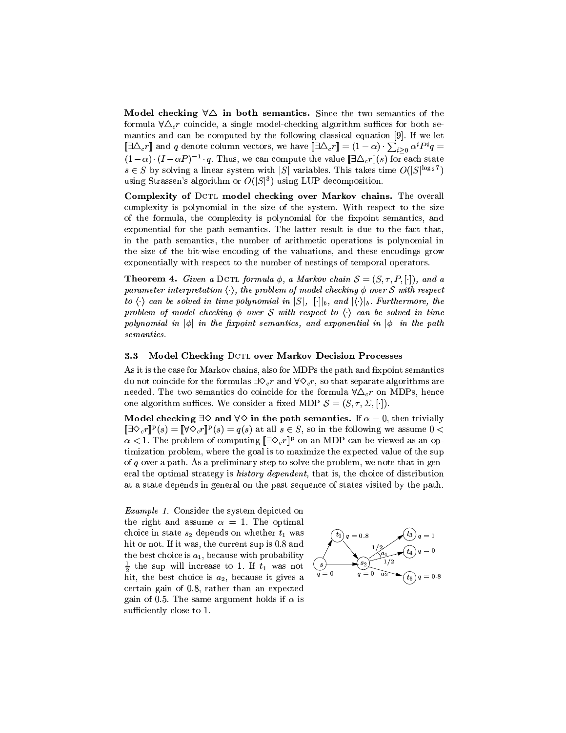**Model checking $\forall\triangle$ in both semantics.** Since the two semantics of the formula $\forall\triangle_c r$ coincide, a single model-checking algorithm suffices for both semantics and can be computed by the following classical equation [9]. If we let $[\![\exists\triangle_c r]\!]$ and $q$ denote column vectors, we have $[\![\exists\triangle_c r]\!] = (1-\alpha) \cdot \sum_{i \geq 0} \alpha^i P^i q = (1-\alpha) \cdot (I - \alpha P)^{-1} \cdot q$. Thus, we can compute the value $[\![\exists\triangle_c r]\!](s)$ for each state $s \in S$ by solving a linear system with $|S|$ variables. This takes time $O(|S|^{\log_2 7})$ using Strassen's algorithm or $O(|S|^3)$ using LUP decomposition.

**Complexity of DCTL model checking over Markov chains.** The overall complexity is polynomial in the size of the system. With respect to the size of the formula, the complexity is polynomial for the fixpoint semantics, and exponential for the path semantics. The latter result is due to the fact that, in the path semantics, the number of arithmetic operations is polynomial in the size of the bit-wise encoding of the valuations, and these encodings grow exponentially with respect to the number of nestings of temporal operators.

**Theorem 4.** *Given a DCTL formula $\phi$, a Markov chain $\mathcal{S} = (S, \tau, P, [\cdot])$, and a parameter interpretation $\langle\cdot\rangle$, the problem of model checking $\phi$ over $\mathcal{S}$ with respect to $\langle\cdot\rangle$ can be solved in time polynomial in $|S|$, $|[\cdot]|_b$, and $|\langle\cdot\rangle|_b$. Furthermore, the problem of model checking $\phi$ over $\mathcal{S}$ with respect to $\langle\cdot\rangle$ can be solved in time polynomial in $|\phi|$ in the fixpoint semantics, and exponential in $|\phi|$ in the path semantics.*

### 3.3 Model Checking DCTL over Markov Decision Processes

As it is the case for Markov chains, also for MDPs the path and fixpoint semantics do not coincide for the formulas $\exists\Diamond_c r$ and $\forall\Diamond_c r$, so that separate algorithms are needed. The two semantics do coincide for the formula $\forall\triangle_c r$ on MDPs, hence one algorithm suffices. We consider a fixed MDP $\mathcal{S} = (S, \tau, \Sigma, [\cdot])$.

**Model checking $\exists\Diamond$ and $\forall\Diamond$ in the path semantics.** If $\alpha = 0$, then trivially $[\![\exists\Diamond_c r]\!]^{\mathrm{p}}(s) = [\![\forall\Diamond_c r]\!]^{\mathrm{p}}(s) = q(s)$ at all $s \in S$, so in the following we assume $0 < \alpha < 1$. The problem of computing $[\![\exists\Diamond_c r]\!]^{\mathrm{p}}$ on an MDP can be viewed as an optimization problem, where the goal is to maximize the expected value of the sup of $q$ over a path. As a preliminary step to solve the problem, we note that in general the optimal strategy is *history dependent,* that is, the choice of distribution at a state depends in general on the past sequence of states visited by the path.

*Example 1.* Consider the system depicted on the right and assume $\alpha = 1$. The optimal choice in state $s_2$ depends on whether $t_1$ was hit or not. If it was, the current sup is 0.8 and the best choice is $a_1$, because with probability $\frac{1}{2}$ the sup will increase to 1. If $t_1$ was not hit, the best choice is $a_2$, because it gives a certain gain of 0.8, rather than an expected gain of 0.5. The same argument holds if $\alpha$ is sufficiently close to 1.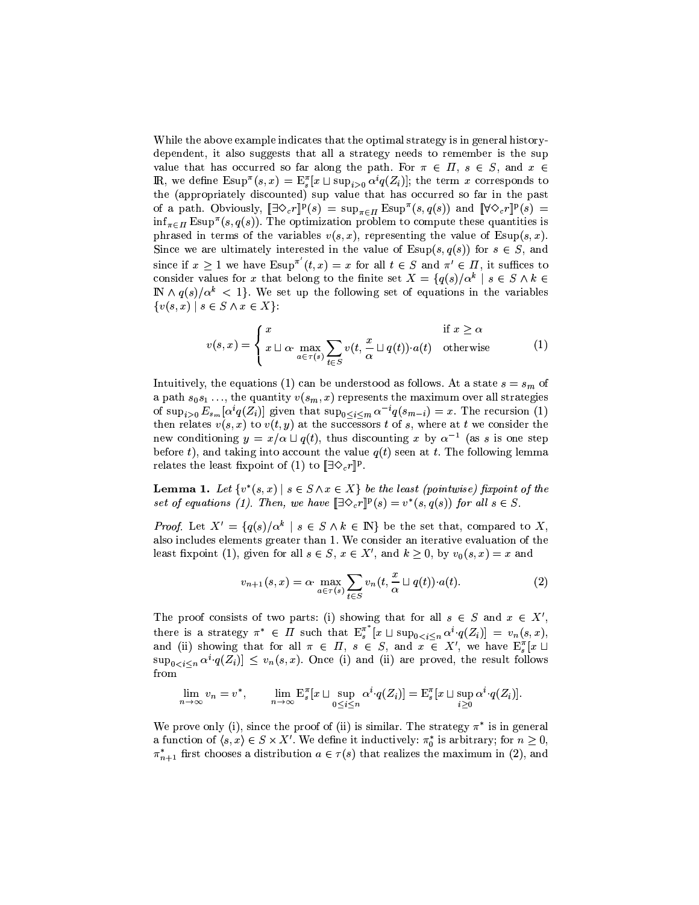While the above example indicates that the optimal strategy is in general history-dependent, it also suggests that all a strategy needs to remember is the sup value that has occurred so far along the path. For $\pi \in \Pi$, $s \in S$, and $x \in \mathbb{R}$, we define $\mathrm{Esup}^\pi(s,x) = \mathrm{E}^\pi_s[x \sqcup \sup_{i>0} \alpha^i q(Z_i)]$; the term $x$ corresponds to the (appropriately discounted) sup value that has occurred so far in the past of a path. Obviously, $[\![\exists\Diamond_c r]\!]^{\mathrm{p}}(s) = \sup_{\pi\in\Pi} \mathrm{Esup}^\pi(s, q(s))$ and $[\![\forall\Diamond_c r]\!]^{\mathrm{p}}(s) = \inf_{\pi\in\Pi} \mathrm{Esup}^\pi(s, q(s))$. The optimization problem to compute these quantities is phrased in terms of the variables $v(s,x)$, representing the value of $\mathrm{Esup}(s,x)$. Since we are ultimately interested in the value of $\mathrm{Esup}(s, q(s))$ for $s \in S$, and since if $x \geq 1$ we have $\mathrm{Esup}^{\pi'}(t,x) = x$ for all $t \in S$ and $\pi' \in \Pi$, it suffices to consider values for $x$ that belong to the finite set $X = \{q(s)/\alpha^k \mid s \in S \wedge k \in \mathbb{N} \wedge q(s)/\alpha^k < 1\}$. We set up the following set of equations in the variables $\{v(s,x) \mid s \in S \wedge x \in X\}$:

$$v(s,x) = \begin{cases} x & \text{if } x \geq \alpha \\ x \sqcup \alpha \cdot \max\limits_{a\in\tau(s)} \sum\limits_{t\in S} v(t, \dfrac{x}{\alpha} \sqcup q(t)) \cdot a(t) & \text{otherwise} \end{cases} \tag{1}$$

Intuitively, the equations (1) can be understood as follows. At a state $s = s_m$ of a path $s_0 s_1 \ldots$, the quantity $v(s_m, x)$ represents the maximum over all strategies of $\sup_{i>0} E_{s_m}[\alpha^i q(Z_i)]$ given that $\sup_{0\leq i\leq m} \alpha^{-i} q(s_{m-i}) = x$. The recursion (1) then relates $v(s,x)$ to $v(t,y)$ at the successors $t$ of $s$, where at $t$ we consider the new conditioning $y = x/\alpha \sqcup q(t)$, thus discounting $x$ by $\alpha^{-1}$ (as $s$ is one step before $t$), and taking into account the value $q(t)$ seen at $t$. The following lemma relates the least fixpoint of (1) to $[\![\exists\Diamond_c r]\!]^{\mathrm{p}}$.

**Lemma 1.** *Let $\{v^*(s,x) \mid s \in S \wedge x \in X\}$ be the least (pointwise) fixpoint of the set of equations (1). Then, we have $[\![\exists\Diamond_c r]\!]^{\mathrm{p}}(s) = v^*(s, q(s))$ for all $s \in S$.*

*Proof.* Let $X' = \{q(s)/\alpha^k \mid s \in S \wedge k \in \mathbb{N}\}$ be the set that, compared to $X$, also includes elements greater than 1. We consider an iterative evaluation of the least fixpoint (1), given for all $s \in S$, $x \in X'$, and $k \geq 0$, by $v_0(s,x) = x$ and

$$v_{n+1}(s,x) = \alpha \cdot \max_{a\in\tau(s)} \sum_{t\in S} v_n(t, \frac{x}{\alpha} \sqcup q(t)) \cdot a(t). \tag{2}$$

The proof consists of two parts: (i) showing that for all $s \in S$ and $x \in X'$, there is a strategy $\pi^* \in \Pi$ such that $\mathrm{E}^{\pi^*}_s[x \sqcup \sup_{0<i\leq n} \alpha^i \cdot q(Z_i)] = v_n(s,x)$, and (ii) showing that for all $\pi \in \Pi$, $s \in S$, and $x \in X'$, we have $\mathrm{E}^\pi_s[x \sqcup \sup_{0<i\leq n} \alpha^i \cdot q(Z_i)] \leq v_n(s,x)$. Once (i) and (ii) are proved, the result follows from

$$\lim_{n\to\infty} v_n = v^*, \qquad \lim_{n\to\infty} \mathrm{E}^\pi_s[x \sqcup \sup_{0\leq i\leq n} \alpha^i \cdot q(Z_i)] = \mathrm{E}^\pi_s[x \sqcup \sup_{i\geq 0} \alpha^i \cdot q(Z_i)].$$

We prove only (i), since the proof of (ii) is similar. The strategy $\pi^*$ is in general a function of $\langle s,x\rangle \in S \times X'$. We define it inductively: $\pi^*_0$ is arbitrary; for $n \geq 0$, $\pi^*_{n+1}$ first chooses a distribution $a \in \tau(s)$ that realizes the maximum in (2), and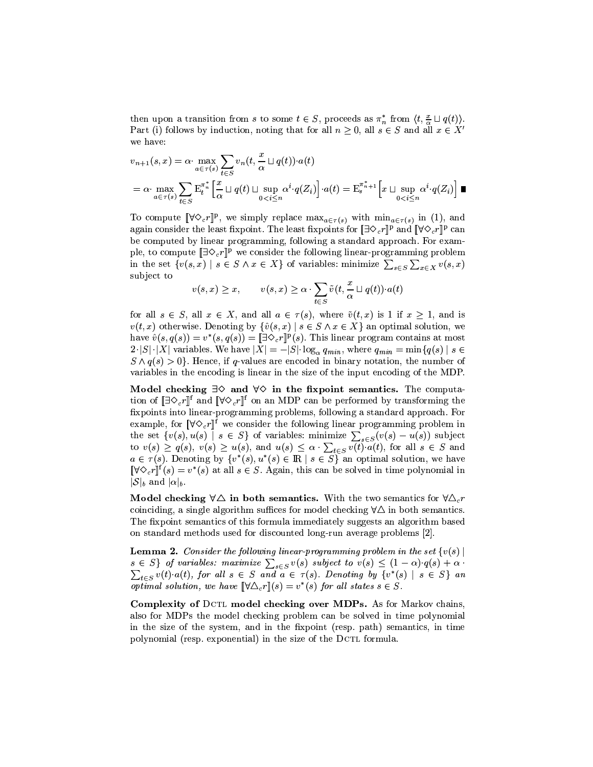then upon a transition from $s$ to some $t \in S$, proceeds as $\pi_n^*$ from $\langle t, \frac{x}{\alpha} \sqcup q(t) \rangle$. Part (i) follows by induction, noting that for all $n \geq 0$, all $s \in S$ and all $x \in X'$ we have:

$$v_{n+1}(s, x) = \alpha \cdot \max_{a \in \tau(s)} \sum_{t \in S} v_n(t, \frac{x}{\alpha} \sqcup q(t)) \cdot a(t)$$

$$= \alpha \cdot \max_{a \in \tau(s)} \sum_{t \in S} \mathrm{E}_t^{\pi_n^*} \Big[ \frac{x}{\alpha} \sqcup q(t) \sqcup \sup_{0 < i \leq n} \alpha^i \cdot q(Z_i) \Big] \cdot a(t) = \mathrm{E}_s^{\pi_{n+1}^*} \Big[ x \sqcup \sup_{0 < i \leq n} \alpha^i \cdot q(Z_i) \Big] \blacksquare$$

To compute $[\![\forall \Diamond_c r]\!]^{\mathrm{p}}$, we simply replace $\max_{a \in \tau(s)}$ with $\min_{a \in \tau(s)}$ in (1), and again consider the least fixpoint. The least fixpoints for $[\![\exists \Diamond_c r]\!]^{\mathrm{p}}$ and $[\![\forall \Diamond_c r]\!]^{\mathrm{p}}$ can be computed by linear programming, following a standard approach. For example, to compute $[\![\exists \Diamond_c r]\!]^{\mathrm{p}}$ we consider the following linear-programming problem in the set $\{v(s, x) \mid s \in S \wedge x \in X\}$ of variables: minimize $\sum_{s \in S} \sum_{x \in X} v(s, x)$ subject to

$$v(s, x) \geq x, \qquad v(s, x) \geq \alpha \cdot \sum_{t \in S} \tilde{v}(t, \frac{x}{\alpha} \sqcup q(t)) \cdot a(t)$$

for all $s \in S$, all $x \in X$, and all $a \in \tau(s)$, where $\tilde{v}(t, x)$ is 1 if $x \geq 1$, and is $v(t, x)$ otherwise. Denoting by $\{\hat{v}(s, x) \mid s \in S \wedge x \in X\}$ an optimal solution, we have $\hat{v}(s, q(s)) = v^*(s, q(s)) = [\![\exists \Diamond_c r]\!]^{\mathrm{p}}(s)$. This linear program contains at most $2 \cdot |S| \cdot |X|$ variables. We have $|X| = -|S| \cdot \log_\alpha q_{min}$, where $q_{min} = \min\{q(s) \mid s \in S \wedge q(s) > 0\}$. Hence, if $q$-values are encoded in binary notation, the number of variables in the encoding is linear in the size of the input encoding of the MDP.

**Model checking $\exists \Diamond$ and $\forall \Diamond$ in the fixpoint semantics.** The computation of $[\![\exists \Diamond_c r]\!]^{\mathrm{f}}$ and $[\![\forall \Diamond_c r]\!]^{\mathrm{f}}$ on an MDP can be performed by transforming the fixpoints into linear-programming problems, following a standard approach. For example, for $[\![\forall \Diamond_c r]\!]^{\mathrm{f}}$ we consider the following linear programming problem in the set $\{v(s), u(s) \mid s \in S\}$ of variables: minimize $\sum_{s \in S}(v(s) - u(s))$ subject to $v(s) \geq q(s)$, $v(s) \geq u(s)$, and $u(s) \leq \alpha \cdot \sum_{t \in S} v(t) \cdot a(t)$, for all $s \in S$ and $a \in \tau(s)$. Denoting by $\{v^*(s), u^*(s) \in \mathbb{R} \mid s \in S\}$ an optimal solution, we have $[\![\forall \Diamond_c r]\!]^{\mathrm{f}}(s) = v^*(s)$ at all $s \in S$. Again, this can be solved in time polynomial in $|\mathcal{S}|_b$ and $|\alpha|_b$.

**Model checking $\forall \triangle$ in both semantics.** With the two semantics for $\forall \triangle_c r$ coinciding, a single algorithm suffices for model checking $\forall \triangle$ in both semantics. The fixpoint semantics of this formula immediately suggests an algorithm based on standard methods used for discounted long-run average problems [2].

**Lemma 2.** *Consider the following linear-programming problem in the set $\{v(s) \mid s \in S\}$ of variables: maximize $\sum_{s \in S} v(s)$ subject to $v(s) \leq (1 - \alpha) \cdot q(s) + \alpha \cdot \sum_{t \in S} v(t) \cdot a(t)$, for all $s \in S$ and $a \in \tau(s)$. Denoting by $\{v^*(s) \mid s \in S\}$ an optimal solution, we have $[\![\forall \triangle_c r]\!](s) = v^*(s)$ for all states $s \in S$.*

**Complexity of DCTL model checking over MDPs.** As for Markov chains, also for MDPs the model checking problem can be solved in time polynomial in the size of the system, and in the fixpoint (resp. path) semantics, in time polynomial (resp. exponential) in the size of the DCTL formula.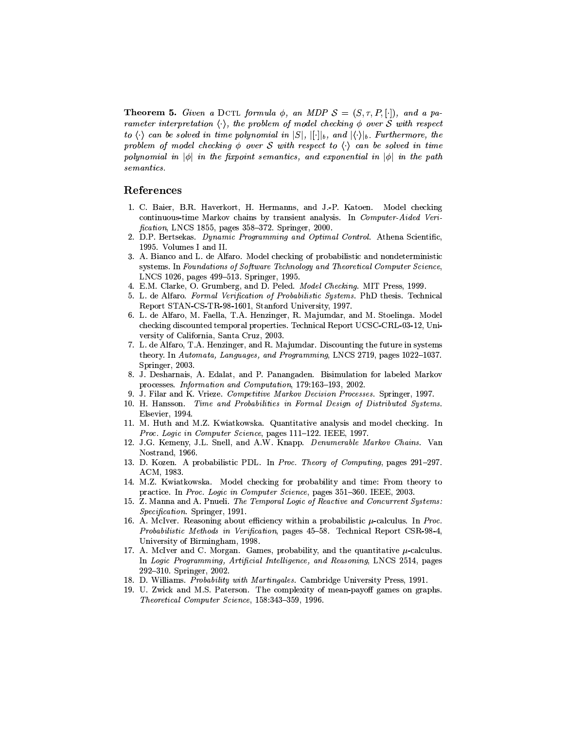**Theorem 5.** *Given a* DCTL *formula* $\phi$*, an MDP* $\mathcal{S} = (S, \tau, P, [\cdot])$*, and a parameter interpretation* $\langle \cdot \rangle$*, the problem of model checking* $\phi$ *over* $\mathcal{S}$ *with respect to* $\langle \cdot \rangle$ *can be solved in time polynomial in* $|S|$*,* $|[\cdot]|_b$*, and* $|\langle \cdot \rangle|_b$*. Furthermore, the problem of model checking* $\phi$ *over* $\mathcal{S}$ *with respect to* $\langle \cdot \rangle$ *can be solved in time polynomial in* $|\phi|$ *in the fixpoint semantics, and exponential in* $|\phi|$ *in the path semantics.*

## References

1. C. Baier, B.R. Haverkort, H. Hermanns, and J.-P. Katoen. Model checking continuous-time Markov chains by transient analysis. In *Computer-Aided Verification*, LNCS 1855, pages 358–372. Springer, 2000.
2. D.P. Bertsekas. *Dynamic Programming and Optimal Control*. Athena Scientific, 1995. Volumes I and II.
3. A. Bianco and L. de Alfaro. Model checking of probabilistic and nondeterministic systems. In *Foundations of Software Technology and Theoretical Computer Science*, LNCS 1026, pages 499–513. Springer, 1995.
4. E.M. Clarke, O. Grumberg, and D. Peled. *Model Checking*. MIT Press, 1999.
5. L. de Alfaro. *Formal Verification of Probabilistic Systems*. PhD thesis. Technical Report STAN-CS-TR-98-1601, Stanford University, 1997.
6. L. de Alfaro, M. Faella, T.A. Henzinger, R. Majumdar, and M. Stoelinga. Model checking discounted temporal properties. Technical Report UCSC-CRL-03-12, University of California, Santa Cruz, 2003.
7. L. de Alfaro, T.A. Henzinger, and R. Majumdar. Discounting the future in systems theory. In *Automata, Languages, and Programming*, LNCS 2719, pages 1022–1037. Springer, 2003.
8. J. Desharnais, A. Edalat, and P. Panangaden. Bisimulation for labeled Markov processes. *Information and Computation*, 179:163–193, 2002.
9. J. Filar and K. Vrieze. *Competitive Markov Decision Processes*. Springer, 1997.
10. H. Hansson. *Time and Probabilities in Formal Design of Distributed Systems*. Elsevier, 1994.
11. M. Huth and M.Z. Kwiatkowska. Quantitative analysis and model checking. In *Proc. Logic in Computer Science*, pages 111–122. IEEE, 1997.
12. J.G. Kemeny, J.L. Snell, and A.W. Knapp. *Denumerable Markov Chains*. Van Nostrand, 1966.
13. D. Kozen. A probabilistic PDL. In *Proc. Theory of Computing*, pages 291–297. ACM, 1983.
14. M.Z. Kwiatkowska. Model checking for probability and time: From theory to practice. In *Proc. Logic in Computer Science*, pages 351–360. IEEE, 2003.
15. Z. Manna and A. Pnueli. *The Temporal Logic of Reactive and Concurrent Systems: Specification*. Springer, 1991.
16. A. McIver. Reasoning about efficiency within a probabilistic $\mu$-calculus. In *Proc. Probabilistic Methods in Verification*, pages 45–58. Technical Report CSR-98-4, University of Birmingham, 1998.
17. A. McIver and C. Morgan. Games, probability, and the quantitative $\mu$-calculus. In *Logic Programming, Artificial Intelligence, and Reasoning*, LNCS 2514, pages 292–310. Springer, 2002.
18. D. Williams. *Probability with Martingales*. Cambridge University Press, 1991.
19. U. Zwick and M.S. Paterson. The complexity of mean-payoff games on graphs. *Theoretical Computer Science*, 158:343–359, 1996.